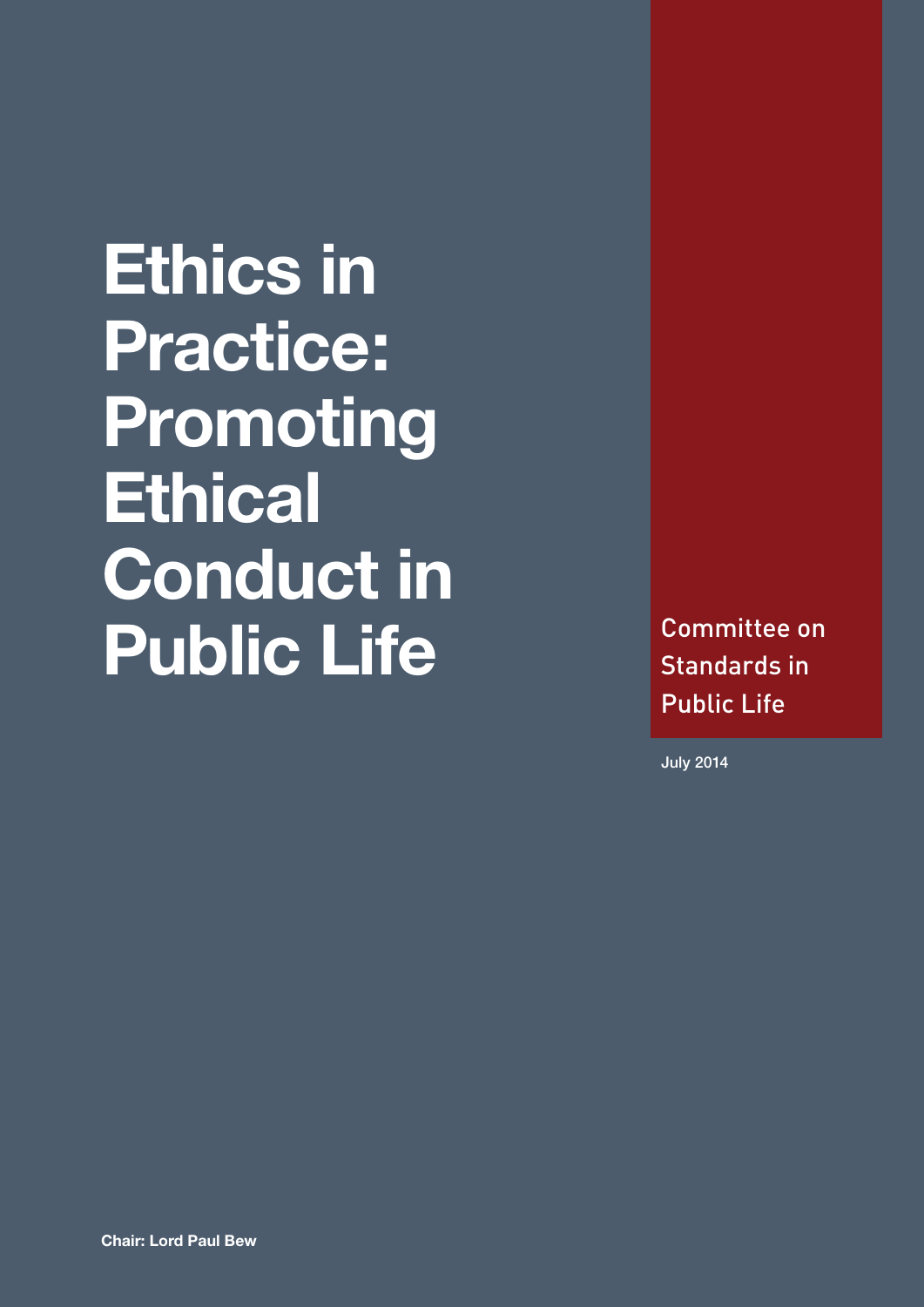# Ethics in Practice: Promoting Ethical Conduct in Public Life

Committee on Standards in Public Life

July 2014

**Chair: Lord Paul Bew**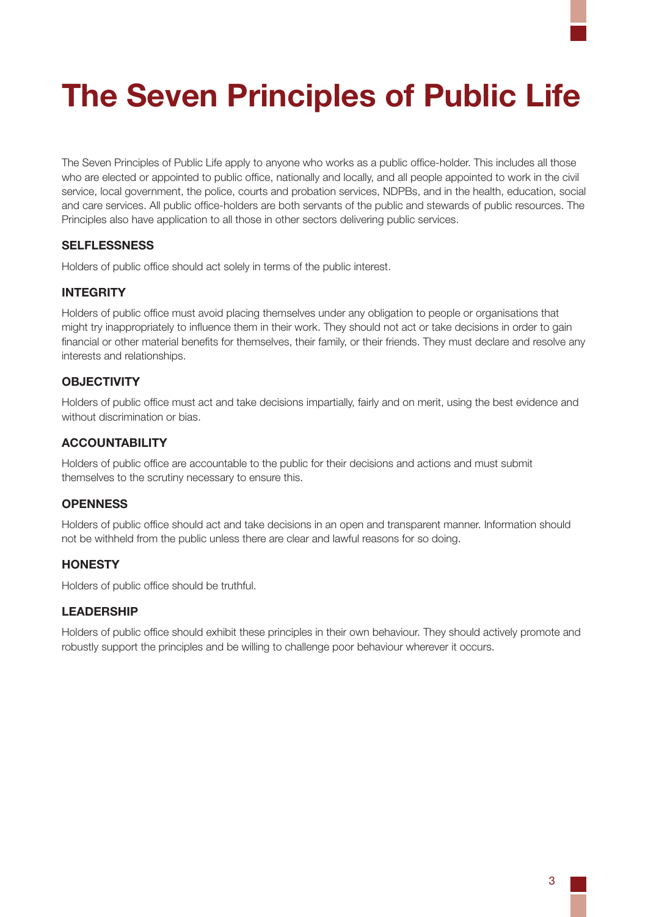# The Seven Principles of Public Life

The Seven Principles of Public Life apply to anyone who works as a public office-holder. This includes all those who are elected or appointed to public office, nationally and locally, and all people appointed to work in the civil service, local government, the police, courts and probation services, NDPBs, and in the health, education, social and care services. All public office-holders are both servants of the public and stewards of public resources. The Principles also have application to all those in other sectors delivering public services.

### SELFLESSNESS

Holders of public office should act solely in terms of the public interest.

### INTEGRITY

Holders of public office must avoid placing themselves under any obligation to people or organisations that might try inappropriately to influence them in their work. They should not act or take decisions in order to gain financial or other material benefits for themselves, their family, or their friends. They must declare and resolve any interests and relationships.

### OBJECTIVITY

Holders of public office must act and take decisions impartially, fairly and on merit, using the best evidence and without discrimination or bias.

### ACCOUNTABILITY

Holders of public office are accountable to the public for their decisions and actions and must submit themselves to the scrutiny necessary to ensure this.

### OPENNESS

Holders of public office should act and take decisions in an open and transparent manner. Information should not be withheld from the public unless there are clear and lawful reasons for so doing.

### HONESTY

Holders of public office should be truthful.

### LEADERSHIP

Holders of public office should exhibit these principles in their own behaviour. They should actively promote and robustly support the principles and be willing to challenge poor behaviour wherever it occurs.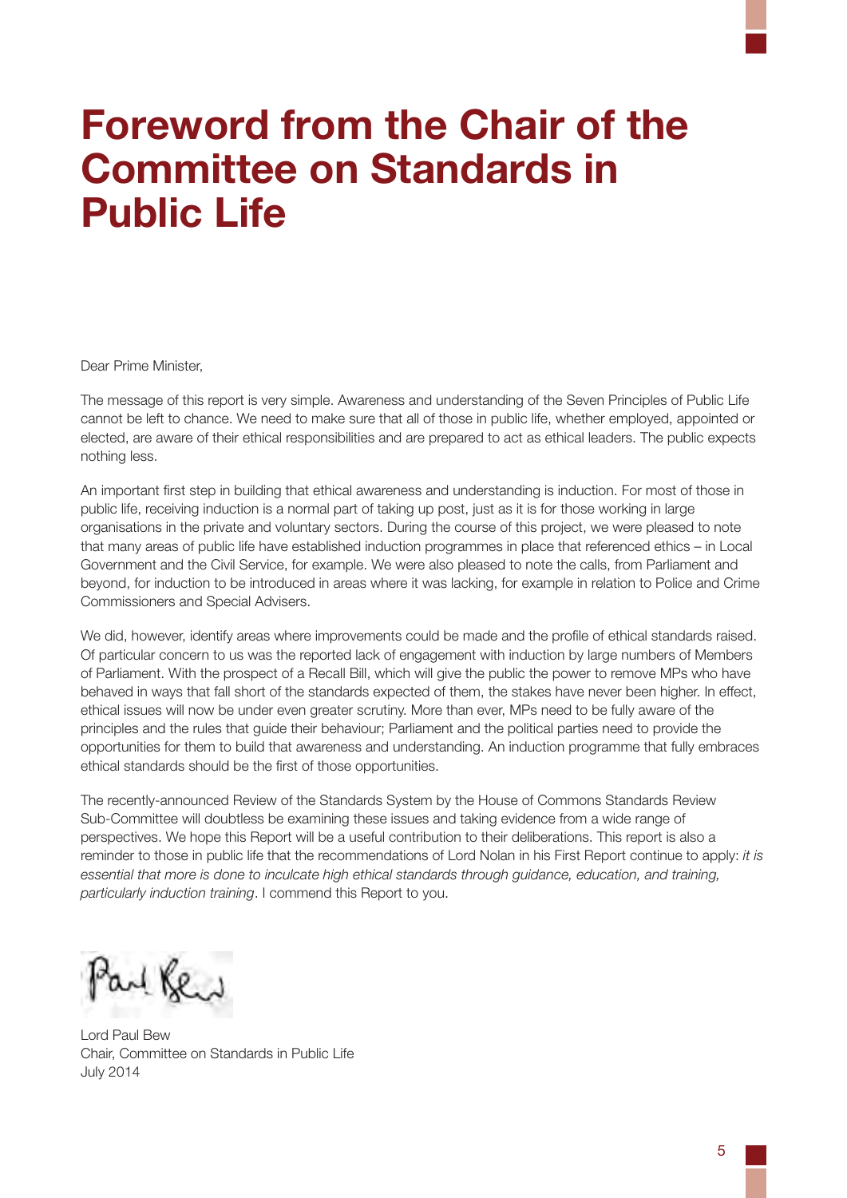# Foreword from the Chair of the Committee on Standards in Public Life

Dear Prime Minister,

The message of this report is very simple. Awareness and understanding of the Seven Principles of Public Life cannot be left to chance. We need to make sure that all of those in public life, whether employed, appointed or elected, are aware of their ethical responsibilities and are prepared to act as ethical leaders. The public expects nothing less.

An important first step in building that ethical awareness and understanding is induction. For most of those in public life, receiving induction is a normal part of taking up post, just as it is for those working in large organisations in the private and voluntary sectors. During the course of this project, we were pleased to note that many areas of public life have established induction programmes in place that referenced ethics – in Local Government and the Civil Service, for example. We were also pleased to note the calls, from Parliament and beyond, for induction to be introduced in areas where it was lacking, for example in relation to Police and Crime Commissioners and Special Advisers.

We did, however, identify areas where improvements could be made and the profile of ethical standards raised. Of particular concern to us was the reported lack of engagement with induction by large numbers of Members of Parliament. With the prospect of a Recall Bill, which will give the public the power to remove MPs who have behaved in ways that fall short of the standards expected of them, the stakes have never been higher. In effect, ethical issues will now be under even greater scrutiny. More than ever, MPs need to be fully aware of the principles and the rules that guide their behaviour; Parliament and the political parties need to provide the opportunities for them to build that awareness and understanding. An induction programme that fully embraces ethical standards should be the first of those opportunities.

The recently-announced Review of the Standards System by the House of Commons Standards Review Sub-Committee will doubtless be examining these issues and taking evidence from a wide range of perspectives. We hope this Report will be a useful contribution to their deliberations. This report is also a reminder to those in public life that the recommendations of Lord Nolan in his First Report continue to apply: *it is essential that more is done to inculcate high ethical standards through guidance, education, and training, particularly induction training*. I commend this Report to you.

Lord Paul Bew
Chair, Committee on Standards in Public Life
July 2014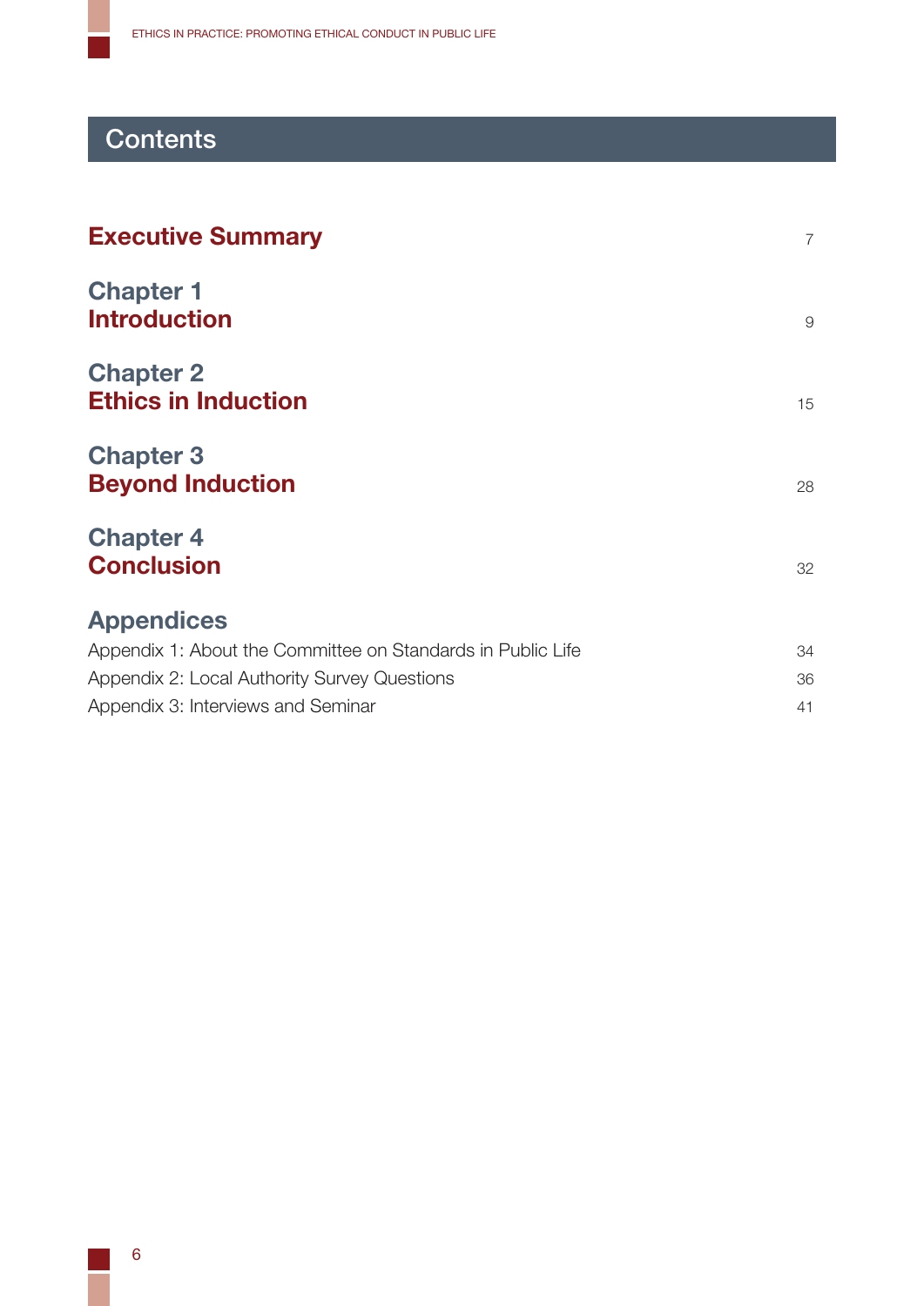# Contents

| | |
|---|---|
| **Executive Summary** | 7 |
| **Chapter 1 Introduction** | 9 |
| **Chapter 2 Ethics in Induction** | 15 |
| **Chapter 3 Beyond Induction** | 28 |
| **Chapter 4 Conclusion** | 32 |
| **Appendices** | |
| Appendix 1: About the Committee on Standards in Public Life | 34 |
| Appendix 2: Local Authority Survey Questions | 36 |
| Appendix 3: Interviews and Seminar | 41 |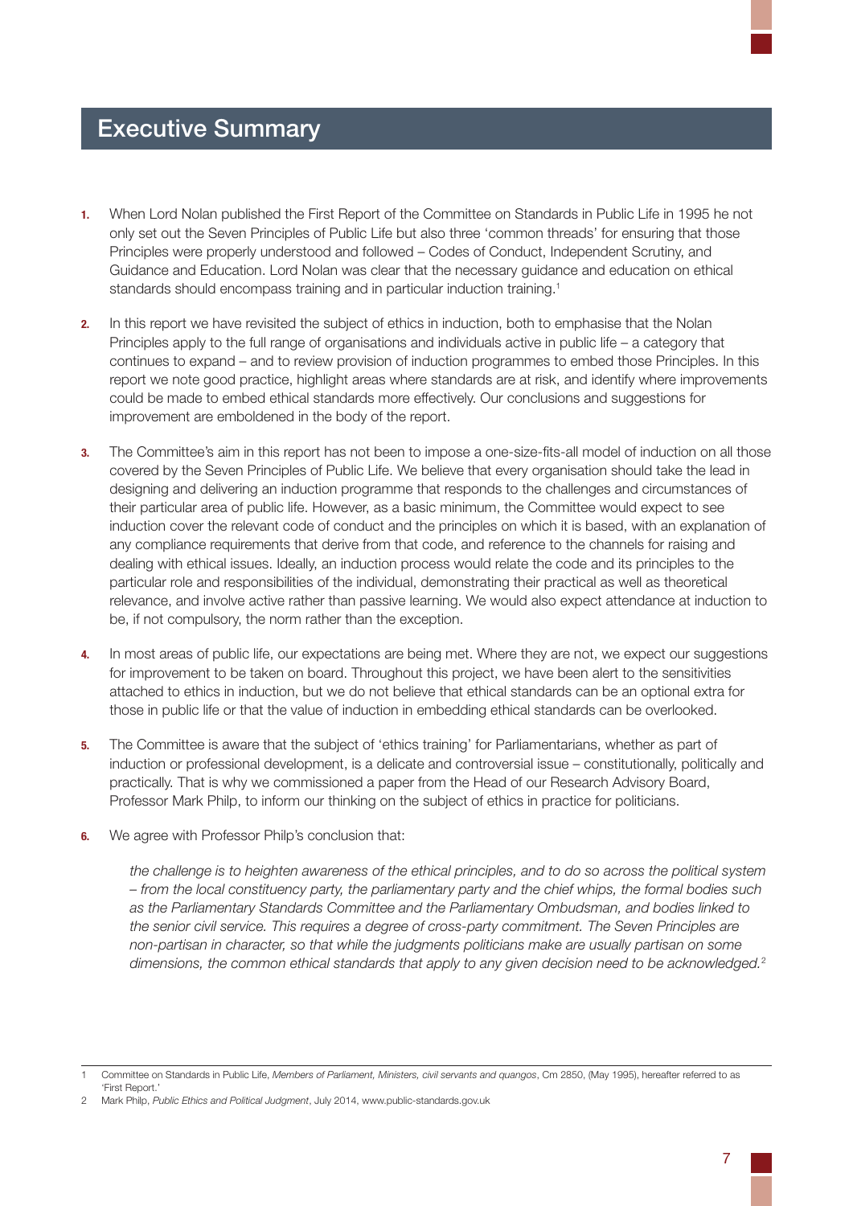# Executive Summary

**1.** When Lord Nolan published the First Report of the Committee on Standards in Public Life in 1995 he not only set out the Seven Principles of Public Life but also three 'common threads' for ensuring that those Principles were properly understood and followed – Codes of Conduct, Independent Scrutiny, and Guidance and Education. Lord Nolan was clear that the necessary guidance and education on ethical standards should encompass training and in particular induction training.[1]

**2.** In this report we have revisited the subject of ethics in induction, both to emphasise that the Nolan Principles apply to the full range of organisations and individuals active in public life – a category that continues to expand – and to review provision of induction programmes to embed those Principles. In this report we note good practice, highlight areas where standards are at risk, and identify where improvements could be made to embed ethical standards more effectively. Our conclusions and suggestions for improvement are emboldened in the body of the report.

**3.** The Committee's aim in this report has not been to impose a one-size-fits-all model of induction on all those covered by the Seven Principles of Public Life. We believe that every organisation should take the lead in designing and delivering an induction programme that responds to the challenges and circumstances of their particular area of public life. However, as a basic minimum, the Committee would expect to see induction cover the relevant code of conduct and the principles on which it is based, with an explanation of any compliance requirements that derive from that code, and reference to the channels for raising and dealing with ethical issues. Ideally, an induction process would relate the code and its principles to the particular role and responsibilities of the individual, demonstrating their practical as well as theoretical relevance, and involve active rather than passive learning. We would also expect attendance at induction to be, if not compulsory, the norm rather than the exception.

**4.** In most areas of public life, our expectations are being met. Where they are not, we expect our suggestions for improvement to be taken on board. Throughout this project, we have been alert to the sensitivities attached to ethics in induction, but we do not believe that ethical standards can be an optional extra for those in public life or that the value of induction in embedding ethical standards can be overlooked.

**5.** The Committee is aware that the subject of 'ethics training' for Parliamentarians, whether as part of induction or professional development, is a delicate and controversial issue – constitutionally, politically and practically. That is why we commissioned a paper from the Head of our Research Advisory Board, Professor Mark Philp, to inform our thinking on the subject of ethics in practice for politicians.

**6.** We agree with Professor Philp's conclusion that:

> *the challenge is to heighten awareness of the ethical principles, and to do so across the political system – from the local constituency party, the parliamentary party and the chief whips, the formal bodies such as the Parliamentary Standards Committee and the Parliamentary Ombudsman, and bodies linked to the senior civil service. This requires a degree of cross-party commitment. The Seven Principles are non-partisan in character, so that while the judgments politicians make are usually partisan on some dimensions, the common ethical standards that apply to any given decision need to be acknowledged.*[2]

---

1 Committee on Standards in Public Life, *Members of Parliament, Ministers, civil servants and quangos*, Cm 2850, (May 1995), hereafter referred to as 'First Report.'

2 Mark Philp, *Public Ethics and Political Judgment*, July 2014, www.public-standards.gov.uk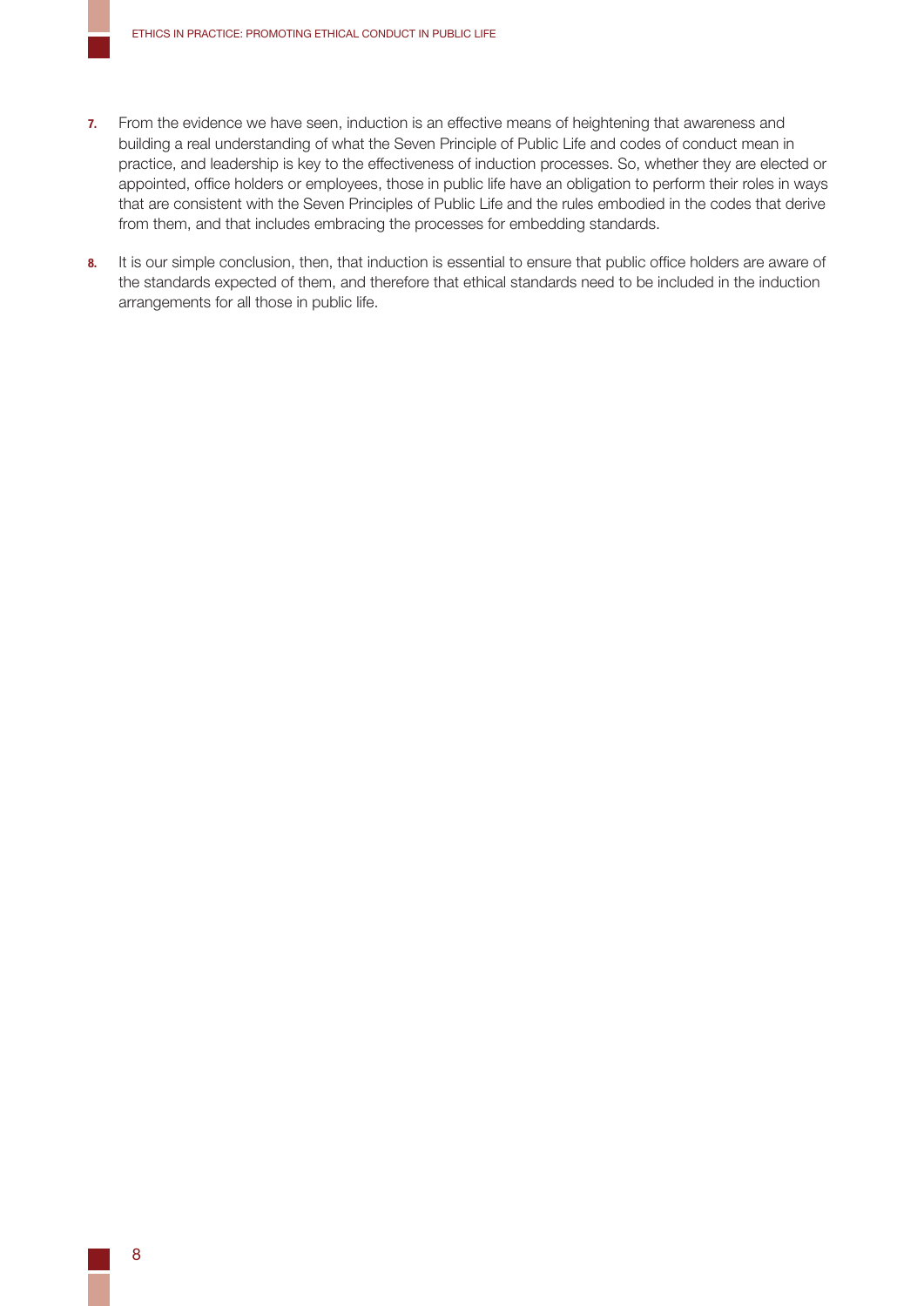7. From the evidence we have seen, induction is an effective means of heightening that awareness and building a real understanding of what the Seven Principle of Public Life and codes of conduct mean in practice, and leadership is key to the effectiveness of induction processes. So, whether they are elected or appointed, office holders or employees, those in public life have an obligation to perform their roles in ways that are consistent with the Seven Principles of Public Life and the rules embodied in the codes that derive from them, and that includes embracing the processes for embedding standards.

8. It is our simple conclusion, then, that induction is essential to ensure that public office holders are aware of the standards expected of them, and therefore that ethical standards need to be included in the induction arrangements for all those in public life.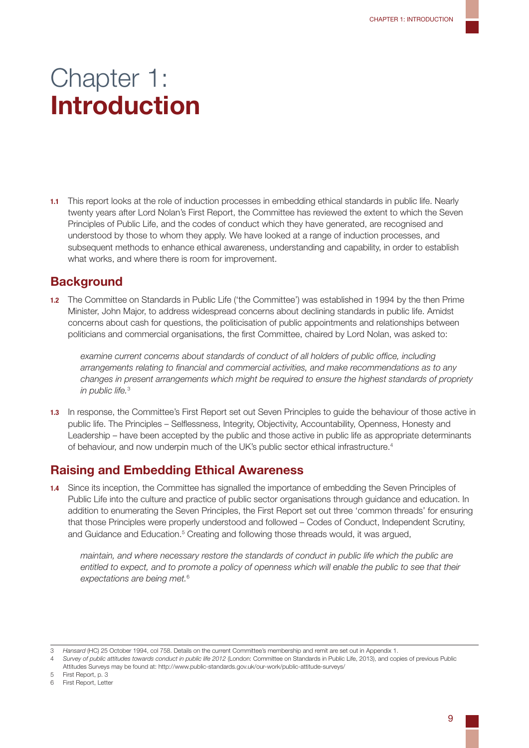# Chapter 1: **Introduction**

**1.1** This report looks at the role of induction processes in embedding ethical standards in public life. Nearly twenty years after Lord Nolan's First Report, the Committee has reviewed the extent to which the Seven Principles of Public Life, and the codes of conduct which they have generated, are recognised and understood by those to whom they apply. We have looked at a range of induction processes, and subsequent methods to enhance ethical awareness, understanding and capability, in order to establish what works, and where there is room for improvement.

## Background

**1.2** The Committee on Standards in Public Life ('the Committee') was established in 1994 by the then Prime Minister, John Major, to address widespread concerns about declining standards in public life. Amidst concerns about cash for questions, the politicisation of public appointments and relationships between politicians and commercial organisations, the first Committee, chaired by Lord Nolan, was asked to:

> *examine current concerns about standards of conduct of all holders of public office, including arrangements relating to financial and commercial activities, and make recommendations as to any changes in present arrangements which might be required to ensure the highest standards of propriety in public life.*[3]

**1.3** In response, the Committee's First Report set out Seven Principles to guide the behaviour of those active in public life. The Principles – Selflessness, Integrity, Objectivity, Accountability, Openness, Honesty and Leadership – have been accepted by the public and those active in public life as appropriate determinants of behaviour, and now underpin much of the UK's public sector ethical infrastructure.[4]

## Raising and Embedding Ethical Awareness

**1.4** Since its inception, the Committee has signalled the importance of embedding the Seven Principles of Public Life into the culture and practice of public sector organisations through guidance and education. In addition to enumerating the Seven Principles, the First Report set out three 'common threads' for ensuring that those Principles were properly understood and followed – Codes of Conduct, Independent Scrutiny, and Guidance and Education.[5] Creating and following those threads would, it was argued,

> *maintain, and where necessary restore the standards of conduct in public life which the public are entitled to expect, and to promote a policy of openness which will enable the public to see that their expectations are being met.*[6]

---

3 *Hansard* (HC) 25 October 1994, col 758. Details on the current Committee's membership and remit are set out in Appendix 1.

4 *Survey of public attitudes towards conduct in public life 2012* (London: Committee on Standards in Public Life, 2013), and copies of previous Public Attitudes Surveys may be found at: http://www.public-standards.gov.uk/our-work/public-attitude-surveys/

5 First Report, p. 3

6 First Report, Letter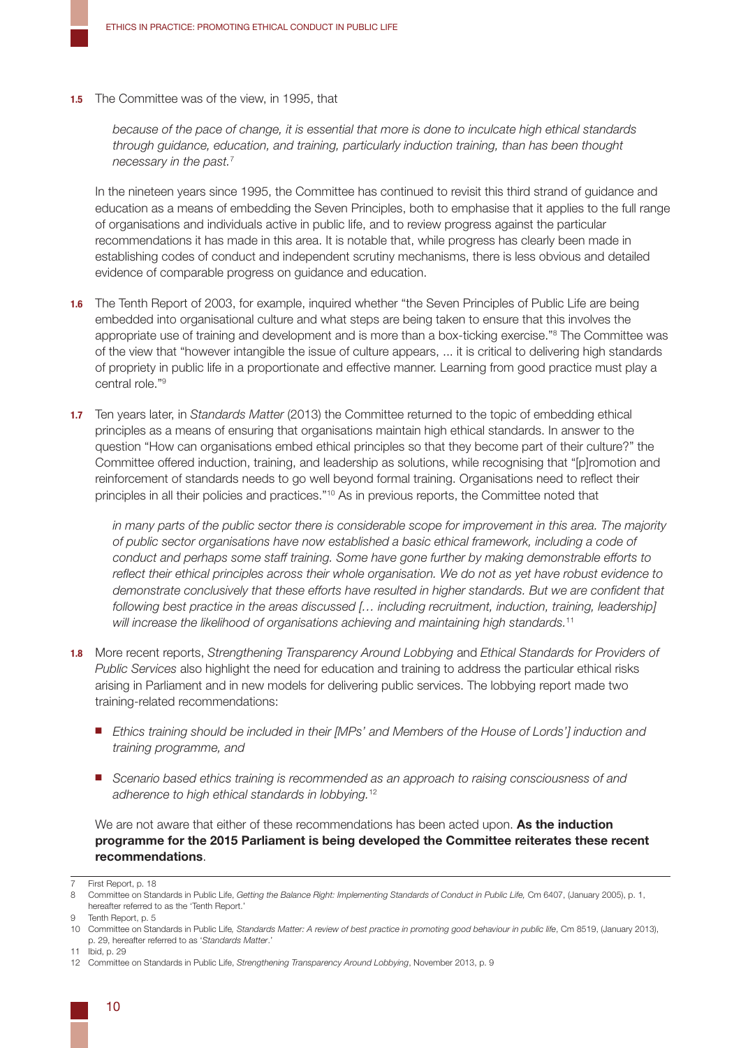**1.5** The Committee was of the view, in 1995, that

> *because of the pace of change, it is essential that more is done to inculcate high ethical standards through guidance, education, and training, particularly induction training, than has been thought necessary in the past.*[7]

In the nineteen years since 1995, the Committee has continued to revisit this third strand of guidance and education as a means of embedding the Seven Principles, both to emphasise that it applies to the full range of organisations and individuals active in public life, and to review progress against the particular recommendations it has made in this area. It is notable that, while progress has clearly been made in establishing codes of conduct and independent scrutiny mechanisms, there is less obvious and detailed evidence of comparable progress on guidance and education.

**1.6** The Tenth Report of 2003, for example, inquired whether "the Seven Principles of Public Life are being embedded into organisational culture and what steps are being taken to ensure that this involves the appropriate use of training and development and is more than a box-ticking exercise."[8] The Committee was of the view that "however intangible the issue of culture appears, ... it is critical to delivering high standards of propriety in public life in a proportionate and effective manner. Learning from good practice must play a central role."[9]

**1.7** Ten years later, in *Standards Matter* (2013) the Committee returned to the topic of embedding ethical principles as a means of ensuring that organisations maintain high ethical standards. In answer to the question "How can organisations embed ethical principles so that they become part of their culture?" the Committee offered induction, training, and leadership as solutions, while recognising that "[p]romotion and reinforcement of standards needs to go well beyond formal training. Organisations need to reflect their principles in all their policies and practices."[10] As in previous reports, the Committee noted that

> *in many parts of the public sector there is considerable scope for improvement in this area. The majority of public sector organisations have now established a basic ethical framework, including a code of conduct and perhaps some staff training. Some have gone further by making demonstrable efforts to reflect their ethical principles across their whole organisation. We do not as yet have robust evidence to demonstrate conclusively that these efforts have resulted in higher standards. But we are confident that following best practice in the areas discussed [… including recruitment, induction, training, leadership] will increase the likelihood of organisations achieving and maintaining high standards.*[11]

**1.8** More recent reports, *Strengthening Transparency Around Lobbying* and *Ethical Standards for Providers of Public Services* also highlight the need for education and training to address the particular ethical risks arising in Parliament and in new models for delivering public services. The lobbying report made two training-related recommendations:

- *Ethics training should be included in their [MPs' and Members of the House of Lords'] induction and training programme, and*
- *Scenario based ethics training is recommended as an approach to raising consciousness of and adherence to high ethical standards in lobbying.*[12]

We are not aware that either of these recommendations has been acted upon. **As the induction programme for the 2015 Parliament is being developed the Committee reiterates these recent recommendations**.

---

7 First Report, p. 18

8 Committee on Standards in Public Life, *Getting the Balance Right: Implementing Standards of Conduct in Public Life,* Cm 6407, (January 2005), p. 1, hereafter referred to as the 'Tenth Report.'

9 Tenth Report, p. 5

10 Committee on Standards in Public Life, *Standards Matter: A review of best practice in promoting good behaviour in public life*, Cm 8519, (January 2013), p. 29, hereafter referred to as '*Standards Matter*.'

11 Ibid, p. 29

12 Committee on Standards in Public Life, *Strengthening Transparency Around Lobbying*, November 2013, p. 9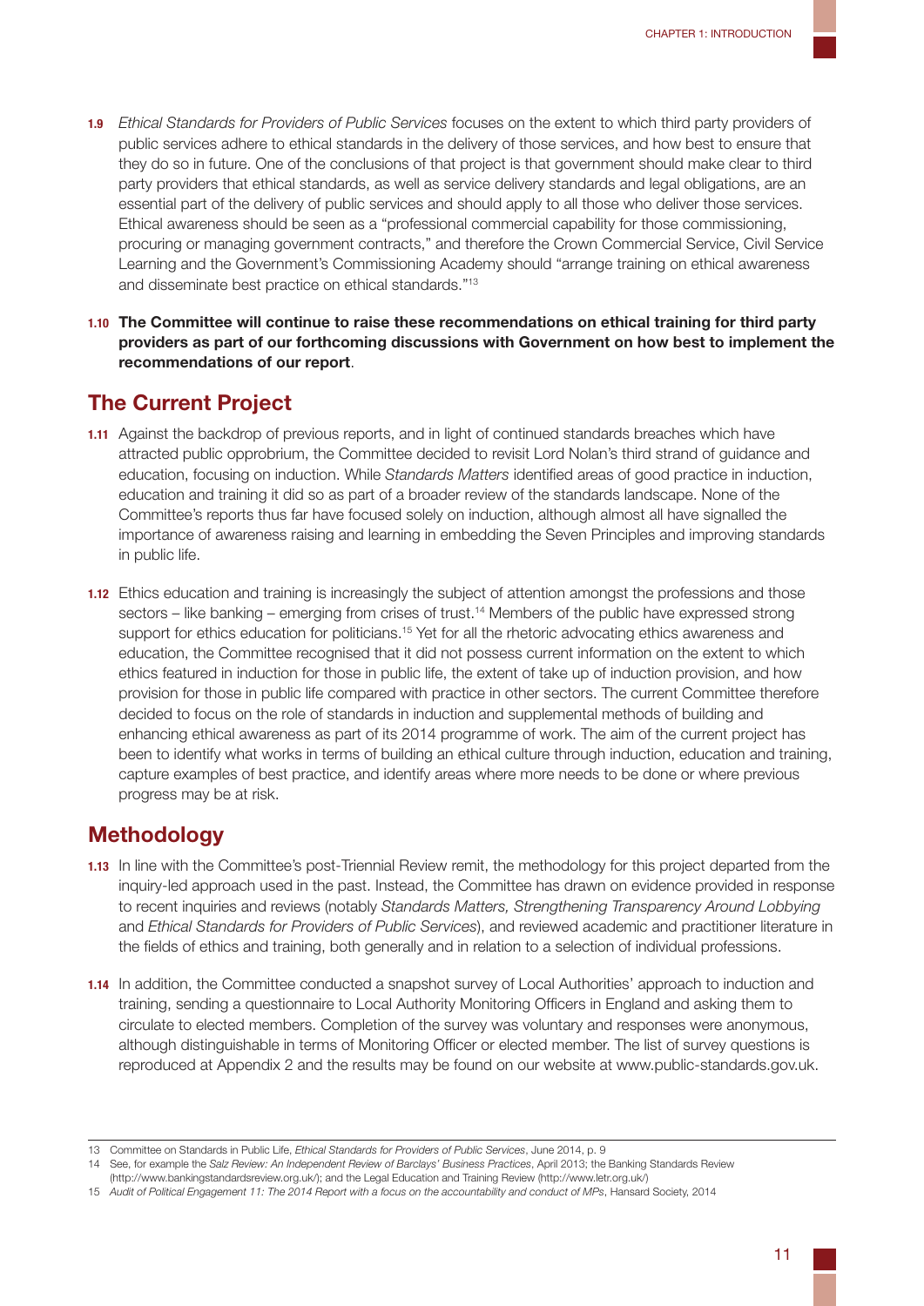**1.9** *Ethical Standards for Providers of Public Services* focuses on the extent to which third party providers of public services adhere to ethical standards in the delivery of those services, and how best to ensure that they do so in future. One of the conclusions of that project is that government should make clear to third party providers that ethical standards, as well as service delivery standards and legal obligations, are an essential part of the delivery of public services and should apply to all those who deliver those services. Ethical awareness should be seen as a "professional commercial capability for those commissioning, procuring or managing government contracts," and therefore the Crown Commercial Service, Civil Service Learning and the Government's Commissioning Academy should "arrange training on ethical awareness and disseminate best practice on ethical standards."[13]

**1.10** **The Committee will continue to raise these recommendations on ethical training for third party providers as part of our forthcoming discussions with Government on how best to implement the recommendations of our report**.

## The Current Project

**1.11** Against the backdrop of previous reports, and in light of continued standards breaches which have attracted public opprobrium, the Committee decided to revisit Lord Nolan's third strand of guidance and education, focusing on induction. While *Standards Matters* identified areas of good practice in induction, education and training it did so as part of a broader review of the standards landscape. None of the Committee's reports thus far have focused solely on induction, although almost all have signalled the importance of awareness raising and learning in embedding the Seven Principles and improving standards in public life.

**1.12** Ethics education and training is increasingly the subject of attention amongst the professions and those sectors – like banking – emerging from crises of trust.[14] Members of the public have expressed strong support for ethics education for politicians.[15] Yet for all the rhetoric advocating ethics awareness and education, the Committee recognised that it did not possess current information on the extent to which ethics featured in induction for those in public life, the extent of take up of induction provision, and how provision for those in public life compared with practice in other sectors. The current Committee therefore decided to focus on the role of standards in induction and supplemental methods of building and enhancing ethical awareness as part of its 2014 programme of work. The aim of the current project has been to identify what works in terms of building an ethical culture through induction, education and training, capture examples of best practice, and identify areas where more needs to be done or where previous progress may be at risk.

## Methodology

**1.13** In line with the Committee's post-Triennial Review remit, the methodology for this project departed from the inquiry-led approach used in the past. Instead, the Committee has drawn on evidence provided in response to recent inquiries and reviews (notably *Standards Matters, Strengthening Transparency Around Lobbying* and *Ethical Standards for Providers of Public Services*), and reviewed academic and practitioner literature in the fields of ethics and training, both generally and in relation to a selection of individual professions.

**1.14** In addition, the Committee conducted a snapshot survey of Local Authorities' approach to induction and training, sending a questionnaire to Local Authority Monitoring Officers in England and asking them to circulate to elected members. Completion of the survey was voluntary and responses were anonymous, although distinguishable in terms of Monitoring Officer or elected member. The list of survey questions is reproduced at Appendix 2 and the results may be found on our website at www.public-standards.gov.uk.

---

13 Committee on Standards in Public Life, *Ethical Standards for Providers of Public Services*, June 2014, p. 9

14 See, for example the *Salz Review: An Independent Review of Barclays' Business Practices*, April 2013; the Banking Standards Review (http://www.bankingstandardsreview.org.uk/); and the Legal Education and Training Review (http://www.letr.org.uk/)

15 *Audit of Political Engagement 11: The 2014 Report with a focus on the accountability and conduct of MPs*, Hansard Society, 2014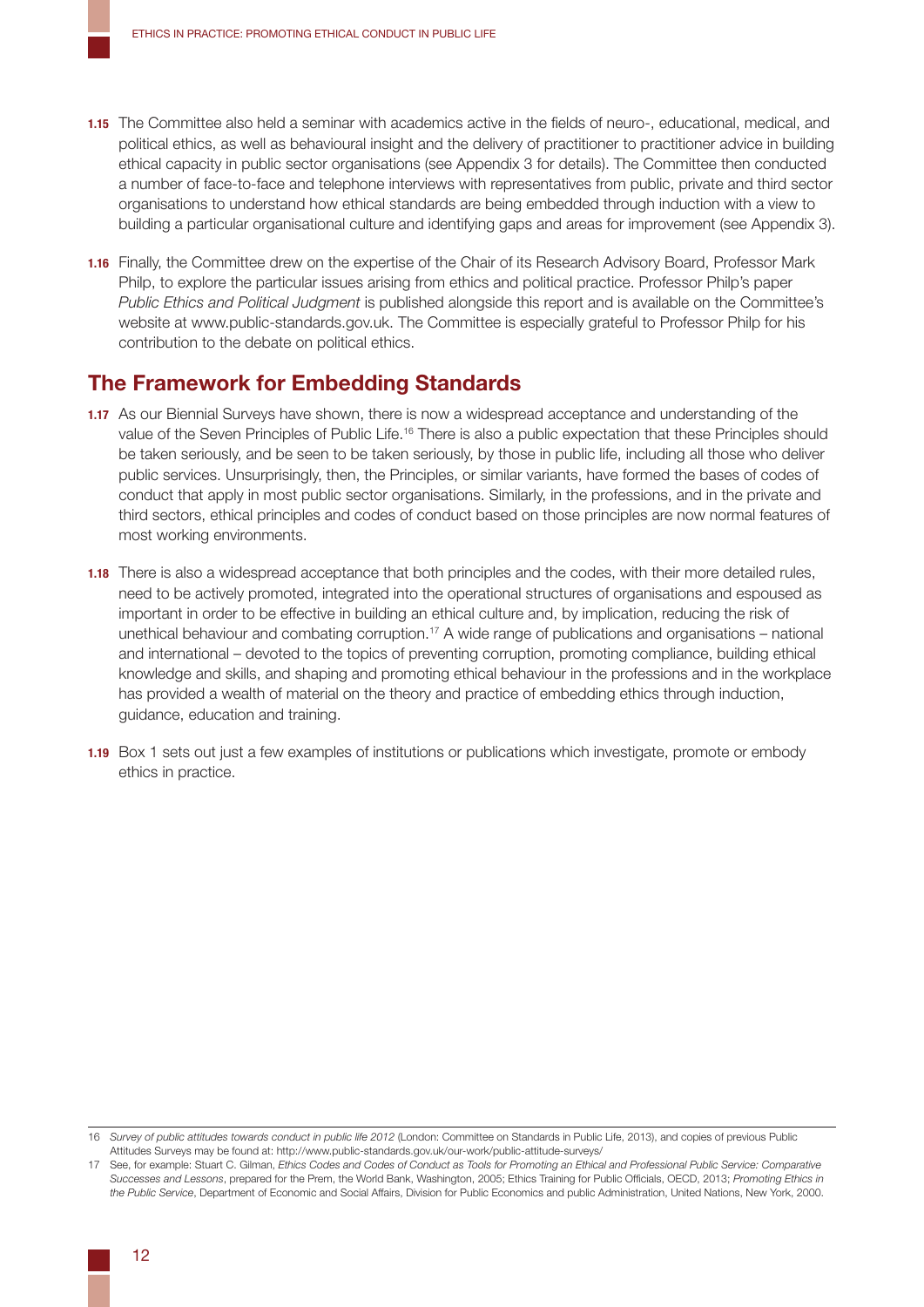**1.15** The Committee also held a seminar with academics active in the fields of neuro-, educational, medical, and political ethics, as well as behavioural insight and the delivery of practitioner to practitioner advice in building ethical capacity in public sector organisations (see Appendix 3 for details). The Committee then conducted a number of face-to-face and telephone interviews with representatives from public, private and third sector organisations to understand how ethical standards are being embedded through induction with a view to building a particular organisational culture and identifying gaps and areas for improvement (see Appendix 3).

**1.16** Finally, the Committee drew on the expertise of the Chair of its Research Advisory Board, Professor Mark Philp, to explore the particular issues arising from ethics and political practice. Professor Philp's paper *Public Ethics and Political Judgment* is published alongside this report and is available on the Committee's website at www.public-standards.gov.uk. The Committee is especially grateful to Professor Philp for his contribution to the debate on political ethics.

## The Framework for Embedding Standards

**1.17** As our Biennial Surveys have shown, there is now a widespread acceptance and understanding of the value of the Seven Principles of Public Life.[16] There is also a public expectation that these Principles should be taken seriously, and be seen to be taken seriously, by those in public life, including all those who deliver public services. Unsurprisingly, then, the Principles, or similar variants, have formed the bases of codes of conduct that apply in most public sector organisations. Similarly, in the professions, and in the private and third sectors, ethical principles and codes of conduct based on those principles are now normal features of most working environments.

**1.18** There is also a widespread acceptance that both principles and the codes, with their more detailed rules, need to be actively promoted, integrated into the operational structures of organisations and espoused as important in order to be effective in building an ethical culture and, by implication, reducing the risk of unethical behaviour and combating corruption.[17] A wide range of publications and organisations – national and international – devoted to the topics of preventing corruption, promoting compliance, building ethical knowledge and skills, and shaping and promoting ethical behaviour in the professions and in the workplace has provided a wealth of material on the theory and practice of embedding ethics through induction, guidance, education and training.

**1.19** Box 1 sets out just a few examples of institutions or publications which investigate, promote or embody ethics in practice.

---

16 *Survey of public attitudes towards conduct in public life 2012* (London: Committee on Standards in Public Life, 2013), and copies of previous Public Attitudes Surveys may be found at: http://www.public-standards.gov.uk/our-work/public-attitude-surveys/

17 See, for example: Stuart C. Gilman, *Ethics Codes and Codes of Conduct as Tools for Promoting an Ethical and Professional Public Service: Comparative Successes and Lessons*, prepared for the Prem, the World Bank, Washington, 2005; Ethics Training for Public Officials, OECD, 2013; *Promoting Ethics in the Public Service*, Department of Economic and Social Affairs, Division for Public Economics and public Administration, United Nations, New York, 2000.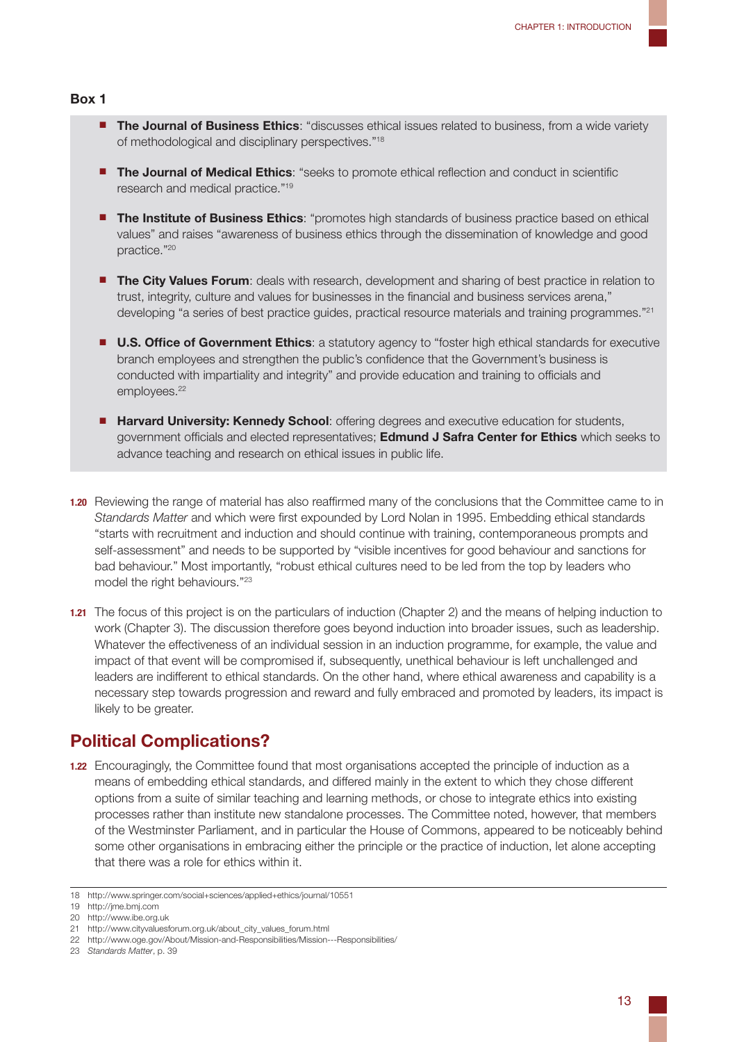**Box 1**

- **The Journal of Business Ethics**: "discusses ethical issues related to business, from a wide variety of methodological and disciplinary perspectives."[18]
- **The Journal of Medical Ethics**: "seeks to promote ethical reflection and conduct in scientific research and medical practice."[19]
- **The Institute of Business Ethics**: "promotes high standards of business practice based on ethical values" and raises "awareness of business ethics through the dissemination of knowledge and good practice."[20]
- **The City Values Forum**: deals with research, development and sharing of best practice in relation to trust, integrity, culture and values for businesses in the financial and business services arena," developing "a series of best practice guides, practical resource materials and training programmes."[21]
- **U.S. Office of Government Ethics**: a statutory agency to "foster high ethical standards for executive branch employees and strengthen the public's confidence that the Government's business is conducted with impartiality and integrity" and provide education and training to officials and employees.[22]
- **Harvard University: Kennedy School**: offering degrees and executive education for students, government officials and elected representatives; **Edmund J Safra Center for Ethics** which seeks to advance teaching and research on ethical issues in public life.

**1.20** Reviewing the range of material has also reaffirmed many of the conclusions that the Committee came to in *Standards Matter* and which were first expounded by Lord Nolan in 1995. Embedding ethical standards "starts with recruitment and induction and should continue with training, contemporaneous prompts and self-assessment" and needs to be supported by "visible incentives for good behaviour and sanctions for bad behaviour." Most importantly, "robust ethical cultures need to be led from the top by leaders who model the right behaviours."[23]

**1.21** The focus of this project is on the particulars of induction (Chapter 2) and the means of helping induction to work (Chapter 3). The discussion therefore goes beyond induction into broader issues, such as leadership. Whatever the effectiveness of an individual session in an induction programme, for example, the value and impact of that event will be compromised if, subsequently, unethical behaviour is left unchallenged and leaders are indifferent to ethical standards. On the other hand, where ethical awareness and capability is a necessary step towards progression and reward and fully embraced and promoted by leaders, its impact is likely to be greater.

## Political Complications?

**1.22** Encouragingly, the Committee found that most organisations accepted the principle of induction as a means of embedding ethical standards, and differed mainly in the extent to which they chose different options from a suite of similar teaching and learning methods, or chose to integrate ethics into existing processes rather than institute new standalone processes. The Committee noted, however, that members of the Westminster Parliament, and in particular the House of Commons, appeared to be noticeably behind some other organisations in embracing either the principle or the practice of induction, let alone accepting that there was a role for ethics within it.

---

18 http://www.springer.com/social+sciences/applied+ethics/journal/10551
19 http://jme.bmj.com
20 http://www.ibe.org.uk
21 http://www.cityvaluesforum.org.uk/about_city_values_forum.html
22 http://www.oge.gov/About/Mission-and-Responsibilities/Mission---Responsibilities/
23 *Standards Matter*, p. 39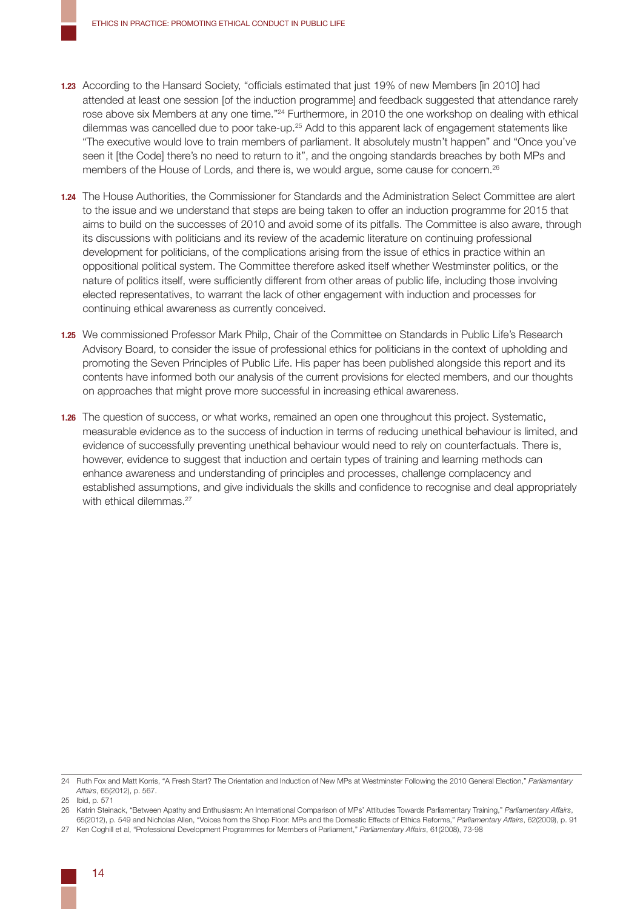**1.23** According to the Hansard Society, "officials estimated that just 19% of new Members [in 2010] had attended at least one session [of the induction programme] and feedback suggested that attendance rarely rose above six Members at any one time."[24] Furthermore, in 2010 the one workshop on dealing with ethical dilemmas was cancelled due to poor take-up.[25] Add to this apparent lack of engagement statements like "The executive would love to train members of parliament. It absolutely mustn't happen" and "Once you've seen it [the Code] there's no need to return to it", and the ongoing standards breaches by both MPs and members of the House of Lords, and there is, we would argue, some cause for concern.[26]

**1.24** The House Authorities, the Commissioner for Standards and the Administration Select Committee are alert to the issue and we understand that steps are being taken to offer an induction programme for 2015 that aims to build on the successes of 2010 and avoid some of its pitfalls. The Committee is also aware, through its discussions with politicians and its review of the academic literature on continuing professional development for politicians, of the complications arising from the issue of ethics in practice within an oppositional political system. The Committee therefore asked itself whether Westminster politics, or the nature of politics itself, were sufficiently different from other areas of public life, including those involving elected representatives, to warrant the lack of other engagement with induction and processes for continuing ethical awareness as currently conceived.

**1.25** We commissioned Professor Mark Philp, Chair of the Committee on Standards in Public Life's Research Advisory Board, to consider the issue of professional ethics for politicians in the context of upholding and promoting the Seven Principles of Public Life. His paper has been published alongside this report and its contents have informed both our analysis of the current provisions for elected members, and our thoughts on approaches that might prove more successful in increasing ethical awareness.

**1.26** The question of success, or what works, remained an open one throughout this project. Systematic, measurable evidence as to the success of induction in terms of reducing unethical behaviour is limited, and evidence of successfully preventing unethical behaviour would need to rely on counterfactuals. There is, however, evidence to suggest that induction and certain types of training and learning methods can enhance awareness and understanding of principles and processes, challenge complacency and established assumptions, and give individuals the skills and confidence to recognise and deal appropriately with ethical dilemmas.[27]

---

24 Ruth Fox and Matt Korris, "A Fresh Start? The Orientation and Induction of New MPs at Westminster Following the 2010 General Election," *Parliamentary Affairs*, 65(2012), p. 567.

25 Ibid, p. 571

26 Katrin Steinack, "Between Apathy and Enthusiasm: An International Comparison of MPs' Attitudes Towards Parliamentary Training," *Parliamentary Affairs*, 65(2012), p. 549 and Nicholas Allen, "Voices from the Shop Floor: MPs and the Domestic Effects of Ethics Reforms," *Parliamentary Affairs*, 62(2009), p. 91

27 Ken Coghill et al, "Professional Development Programmes for Members of Parliament," *Parliamentary Affairs*, 61(2008), 73-98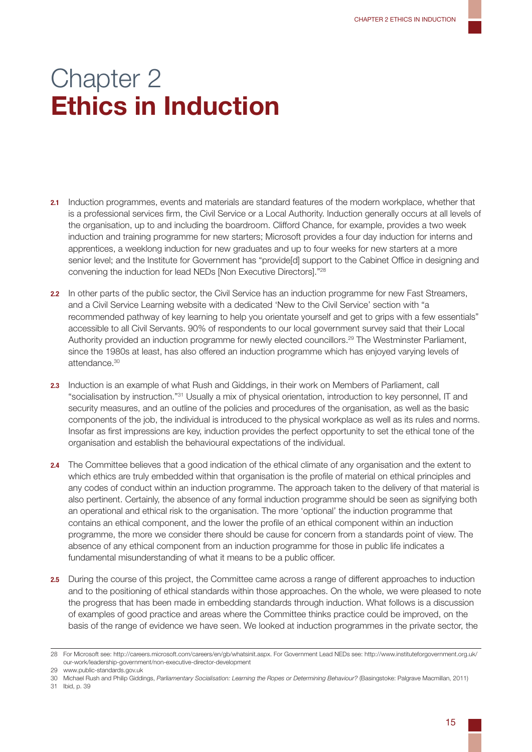# Chapter 2
# **Ethics in Induction**

**2.1** Induction programmes, events and materials are standard features of the modern workplace, whether that is a professional services firm, the Civil Service or a Local Authority. Induction generally occurs at all levels of the organisation, up to and including the boardroom. Clifford Chance, for example, provides a two week induction and training programme for new starters; Microsoft provides a four day induction for interns and apprentices, a weeklong induction for new graduates and up to four weeks for new starters at a more senior level; and the Institute for Government has "provide[d] support to the Cabinet Office in designing and convening the induction for lead NEDs [Non Executive Directors]."[28]

**2.2** In other parts of the public sector, the Civil Service has an induction programme for new Fast Streamers, and a Civil Service Learning website with a dedicated 'New to the Civil Service' section with "a recommended pathway of key learning to help you orientate yourself and get to grips with a few essentials" accessible to all Civil Servants. 90% of respondents to our local government survey said that their Local Authority provided an induction programme for newly elected councillors.[29] The Westminster Parliament, since the 1980s at least, has also offered an induction programme which has enjoyed varying levels of attendance.[30]

**2.3** Induction is an example of what Rush and Giddings, in their work on Members of Parliament, call "socialisation by instruction."[31] Usually a mix of physical orientation, introduction to key personnel, IT and security measures, and an outline of the policies and procedures of the organisation, as well as the basic components of the job, the individual is introduced to the physical workplace as well as its rules and norms. Insofar as first impressions are key, induction provides the perfect opportunity to set the ethical tone of the organisation and establish the behavioural expectations of the individual.

**2.4** The Committee believes that a good indication of the ethical climate of any organisation and the extent to which ethics are truly embedded within that organisation is the profile of material on ethical principles and any codes of conduct within an induction programme. The approach taken to the delivery of that material is also pertinent. Certainly, the absence of any formal induction programme should be seen as signifying both an operational and ethical risk to the organisation. The more 'optional' the induction programme that contains an ethical component, and the lower the profile of an ethical component within an induction programme, the more we consider there should be cause for concern from a standards point of view. The absence of any ethical component from an induction programme for those in public life indicates a fundamental misunderstanding of what it means to be a public officer.

**2.5** During the course of this project, the Committee came across a range of different approaches to induction and to the positioning of ethical standards within those approaches. On the whole, we were pleased to note the progress that has been made in embedding standards through induction. What follows is a discussion of examples of good practice and areas where the Committee thinks practice could be improved, on the basis of the range of evidence we have seen. We looked at induction programmes in the private sector, the

---

28 For Microsoft see: http://careers.microsoft.com/careers/en/gb/whatsinit.aspx. For Government Lead NEDs see: http://www.instituteforgovernment.org.uk/our-work/leadership-government/non-executive-director-development

29 www.public-standards.gov.uk

30 Michael Rush and Philip Giddings, *Parliamentary Socialisation: Learning the Ropes or Determining Behaviour?* (Basingstoke: Palgrave Macmillan, 2011)

31 Ibid, p. 39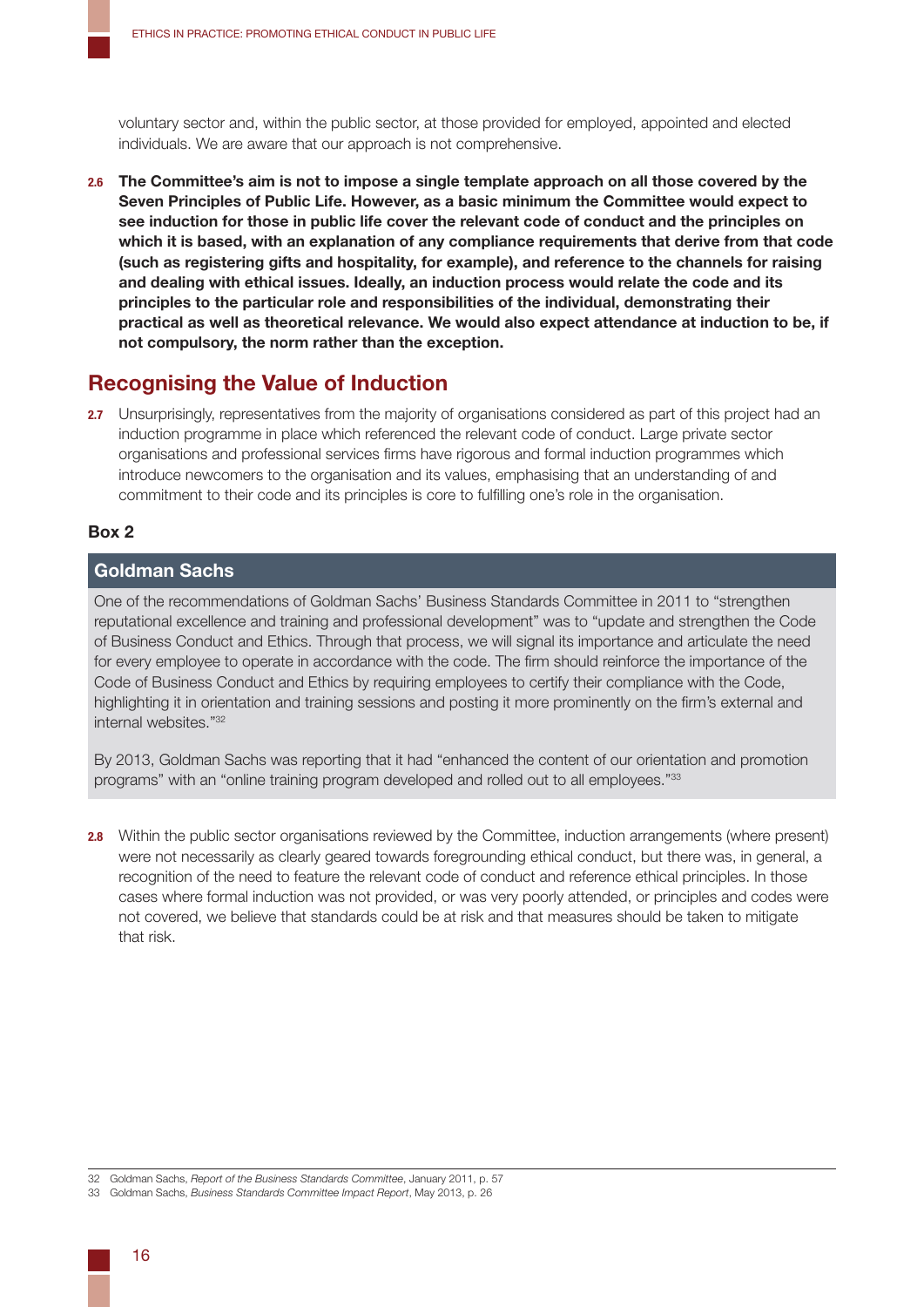voluntary sector and, within the public sector, at those provided for employed, appointed and elected individuals. We are aware that our approach is not comprehensive.

**2.6** **The Committee's aim is not to impose a single template approach on all those covered by the Seven Principles of Public Life. However, as a basic minimum the Committee would expect to see induction for those in public life cover the relevant code of conduct and the principles on which it is based, with an explanation of any compliance requirements that derive from that code (such as registering gifts and hospitality, for example), and reference to the channels for raising and dealing with ethical issues. Ideally, an induction process would relate the code and its principles to the particular role and responsibilities of the individual, demonstrating their practical as well as theoretical relevance. We would also expect attendance at induction to be, if not compulsory, the norm rather than the exception.**

## Recognising the Value of Induction

**2.7** Unsurprisingly, representatives from the majority of organisations considered as part of this project had an induction programme in place which referenced the relevant code of conduct. Large private sector organisations and professional services firms have rigorous and formal induction programmes which introduce newcomers to the organisation and its values, emphasising that an understanding of and commitment to their code and its principles is core to fulfilling one's role in the organisation.

**Box 2**

### Goldman Sachs

One of the recommendations of Goldman Sachs' Business Standards Committee in 2011 to "strengthen reputational excellence and training and professional development" was to "update and strengthen the Code of Business Conduct and Ethics. Through that process, we will signal its importance and articulate the need for every employee to operate in accordance with the code. The firm should reinforce the importance of the Code of Business Conduct and Ethics by requiring employees to certify their compliance with the Code, highlighting it in orientation and training sessions and posting it more prominently on the firm's external and internal websites."[32]

By 2013, Goldman Sachs was reporting that it had "enhanced the content of our orientation and promotion programs" with an "online training program developed and rolled out to all employees."[33]

**2.8** Within the public sector organisations reviewed by the Committee, induction arrangements (where present) were not necessarily as clearly geared towards foregrounding ethical conduct, but there was, in general, a recognition of the need to feature the relevant code of conduct and reference ethical principles. In those cases where formal induction was not provided, or was very poorly attended, or principles and codes were not covered, we believe that standards could be at risk and that measures should be taken to mitigate that risk.

32 Goldman Sachs, *Report of the Business Standards Committee*, January 2011, p. 57

33 Goldman Sachs, *Business Standards Committee Impact Report*, May 2013, p. 26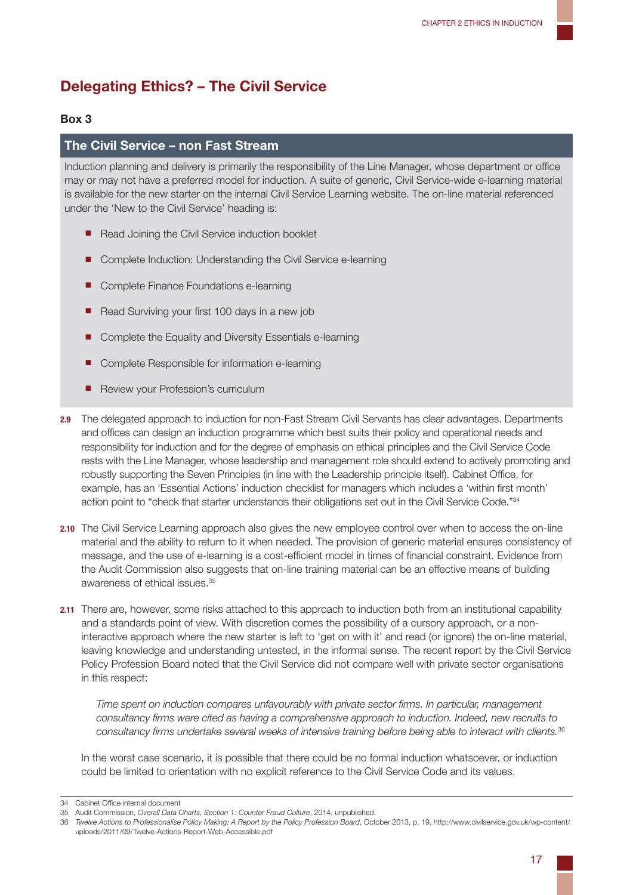## Delegating Ethics? – The Civil Service

**Box 3**

### The Civil Service – non Fast Stream

Induction planning and delivery is primarily the responsibility of the Line Manager, whose department or office may or may not have a preferred model for induction. A suite of generic, Civil Service-wide e-learning material is available for the new starter on the internal Civil Service Learning website. The on-line material referenced under the 'New to the Civil Service' heading is:

- Read Joining the Civil Service induction booklet
- Complete Induction: Understanding the Civil Service e-learning
- Complete Finance Foundations e-learning
- Read Surviving your first 100 days in a new job
- Complete the Equality and Diversity Essentials e-learning
- Complete Responsible for information e-learning
- Review your Profession's curriculum

**2.9** The delegated approach to induction for non-Fast Stream Civil Servants has clear advantages. Departments and offices can design an induction programme which best suits their policy and operational needs and responsibility for induction and for the degree of emphasis on ethical principles and the Civil Service Code rests with the Line Manager, whose leadership and management role should extend to actively promoting and robustly supporting the Seven Principles (in line with the Leadership principle itself). Cabinet Office, for example, has an 'Essential Actions' induction checklist for managers which includes a 'within first month' action point to "check that starter understands their obligations set out in the Civil Service Code."[34]

**2.10** The Civil Service Learning approach also gives the new employee control over when to access the on-line material and the ability to return to it when needed. The provision of generic material ensures consistency of message, and the use of e-learning is a cost-efficient model in times of financial constraint. Evidence from the Audit Commission also suggests that on-line training material can be an effective means of building awareness of ethical issues.[35]

**2.11** There are, however, some risks attached to this approach to induction both from an institutional capability and a standards point of view. With discretion comes the possibility of a cursory approach, or a non-interactive approach where the new starter is left to 'get on with it' and read (or ignore) the on-line material, leaving knowledge and understanding untested, in the informal sense. The recent report by the Civil Service Policy Profession Board noted that the Civil Service did not compare well with private sector organisations in this respect:

> *Time spent on induction compares unfavourably with private sector firms. In particular, management consultancy firms were cited as having a comprehensive approach to induction. Indeed, new recruits to consultancy firms undertake several weeks of intensive training before being able to interact with clients.*[36]

In the worst case scenario, it is possible that there could be no formal induction whatsoever, or induction could be limited to orientation with no explicit reference to the Civil Service Code and its values.

---

34 Cabinet Office internal document

35 Audit Commission, *Overall Data Charts, Section 1: Counter Fraud Culture*, 2014, unpublished.

36 *Twelve Actions to Professionalise Policy Making: A Report by the Policy Profession Board*, October 2013, p. 19, http://www.civilservice.gov.uk/wp-content/uploads/2011/09/Twelve-Actions-Report-Web-Accessible.pdf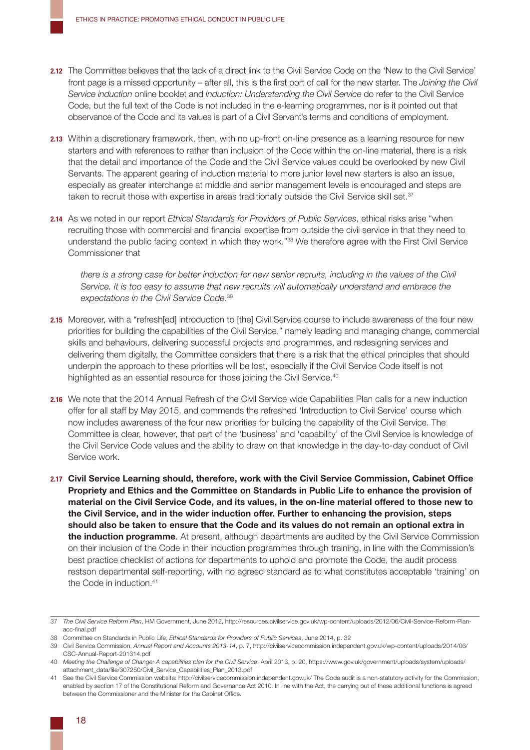**2.12** The Committee believes that the lack of a direct link to the Civil Service Code on the 'New to the Civil Service' front page is a missed opportunity – after all, this is the first port of call for the new starter. The *Joining the Civil Service induction* online booklet and *Induction: Understanding the Civil Service* do refer to the Civil Service Code, but the full text of the Code is not included in the e-learning programmes, nor is it pointed out that observance of the Code and its values is part of a Civil Servant's terms and conditions of employment.

**2.13** Within a discretionary framework, then, with no up-front on-line presence as a learning resource for new starters and with references to rather than inclusion of the Code within the on-line material, there is a risk that the detail and importance of the Code and the Civil Service values could be overlooked by new Civil Servants. The apparent gearing of induction material to more junior level new starters is also an issue, especially as greater interchange at middle and senior management levels is encouraged and steps are taken to recruit those with expertise in areas traditionally outside the Civil Service skill set.[37]

**2.14** As we noted in our report *Ethical Standards for Providers of Public Services*, ethical risks arise "when recruiting those with commercial and financial expertise from outside the civil service in that they need to understand the public facing context in which they work."[38] We therefore agree with the First Civil Service Commissioner that

> *there is a strong case for better induction for new senior recruits, including in the values of the Civil Service. It is too easy to assume that new recruits will automatically understand and embrace the expectations in the Civil Service Code.*[39]

**2.15** Moreover, with a "refresh[ed] introduction to [the] Civil Service course to include awareness of the four new priorities for building the capabilities of the Civil Service," namely leading and managing change, commercial skills and behaviours, delivering successful projects and programmes, and redesigning services and delivering them digitally, the Committee considers that there is a risk that the ethical principles that should underpin the approach to these priorities will be lost, especially if the Civil Service Code itself is not highlighted as an essential resource for those joining the Civil Service.[40]

**2.16** We note that the 2014 Annual Refresh of the Civil Service wide Capabilities Plan calls for a new induction offer for all staff by May 2015, and commends the refreshed 'Introduction to Civil Service' course which now includes awareness of the four new priorities for building the capability of the Civil Service. The Committee is clear, however, that part of the 'business' and 'capability' of the Civil Service is knowledge of the Civil Service Code values and the ability to draw on that knowledge in the day-to-day conduct of Civil Service work.

**2.17** **Civil Service Learning should, therefore, work with the Civil Service Commission, Cabinet Office Propriety and Ethics and the Committee on Standards in Public Life to enhance the provision of material on the Civil Service Code, and its values, in the on-line material offered to those new to the Civil Service, and in the wider induction offer. Further to enhancing the provision, steps should also be taken to ensure that the Code and its values do not remain an optional extra in the induction programme**. At present, although departments are audited by the Civil Service Commission on their inclusion of the Code in their induction programmes through training, in line with the Commission's best practice checklist of actions for departments to uphold and promote the Code, the audit process restson departmental self-reporting, with no agreed standard as to what constitutes acceptable 'training' on the Code in induction.[41]

---

37 *The Civil Service Reform Plan*, HM Government, June 2012, http://resources.civilservice.gov.uk/wp-content/uploads/2012/06/Civil-Service-Reform-Plan-acc-final.pdf

38 Committee on Standards in Public Life, *Ethical Standards for Providers of Public Services*, June 2014, p. 32

39 Civil Service Commission, *Annual Report and Accounts 2013-14*, p. 7, http://civilservicecommission.independent.gov.uk/wp-content/uploads/2014/06/CSC-Annual-Report-201314.pdf

40 *Meeting the Challenge of Change: A capabilities plan for the Civil Service*, April 2013, p. 20, https://www.gov.uk/government/uploads/system/uploads/attachment_data/file/307250/Civil_Service_Capabilities_Plan_2013.pdf

41 See the Civil Service Commission website: http://civilservicecommission.independent.gov.uk/ The Code audit is a non-statutory activity for the Commission, enabled by section 17 of the Constitutional Reform and Governance Act 2010. In line with the Act, the carrying out of these additional functions is agreed between the Commissioner and the Minister for the Cabinet Office.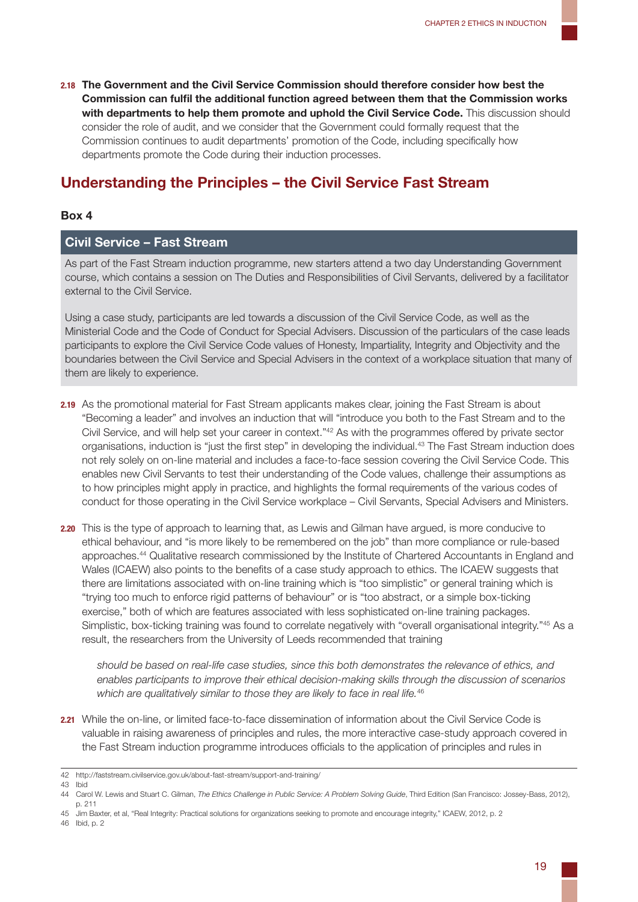**2.18** **The Government and the Civil Service Commission should therefore consider how best the Commission can fulfil the additional function agreed between them that the Commission works with departments to help them promote and uphold the Civil Service Code.** This discussion should consider the role of audit, and we consider that the Government could formally request that the Commission continues to audit departments' promotion of the Code, including specifically how departments promote the Code during their induction processes.

## Understanding the Principles – the Civil Service Fast Stream

**Box 4**

### Civil Service – Fast Stream

As part of the Fast Stream induction programme, new starters attend a two day Understanding Government course, which contains a session on The Duties and Responsibilities of Civil Servants, delivered by a facilitator external to the Civil Service.

Using a case study, participants are led towards a discussion of the Civil Service Code, as well as the Ministerial Code and the Code of Conduct for Special Advisers. Discussion of the particulars of the case leads participants to explore the Civil Service Code values of Honesty, Impartiality, Integrity and Objectivity and the boundaries between the Civil Service and Special Advisers in the context of a workplace situation that many of them are likely to experience.

**2.19** As the promotional material for Fast Stream applicants makes clear, joining the Fast Stream is about "Becoming a leader" and involves an induction that will "introduce you both to the Fast Stream and to the Civil Service, and will help set your career in context."[42] As with the programmes offered by private sector organisations, induction is "just the first step" in developing the individual.[43] The Fast Stream induction does not rely solely on on-line material and includes a face-to-face session covering the Civil Service Code. This enables new Civil Servants to test their understanding of the Code values, challenge their assumptions as to how principles might apply in practice, and highlights the formal requirements of the various codes of conduct for those operating in the Civil Service workplace – Civil Servants, Special Advisers and Ministers.

**2.20** This is the type of approach to learning that, as Lewis and Gilman have argued, is more conducive to ethical behaviour, and "is more likely to be remembered on the job" than more compliance or rule-based approaches.[44] Qualitative research commissioned by the Institute of Chartered Accountants in England and Wales (ICAEW) also points to the benefits of a case study approach to ethics. The ICAEW suggests that there are limitations associated with on-line training which is "too simplistic" or general training which is "trying too much to enforce rigid patterns of behaviour" or is "too abstract, or a simple box-ticking exercise," both of which are features associated with less sophisticated on-line training packages. Simplistic, box-ticking training was found to correlate negatively with "overall organisational integrity."[45] As a result, the researchers from the University of Leeds recommended that training

> *should be based on real-life case studies, since this both demonstrates the relevance of ethics, and enables participants to improve their ethical decision-making skills through the discussion of scenarios which are qualitatively similar to those they are likely to face in real life.*[46]

**2.21** While the on-line, or limited face-to-face dissemination of information about the Civil Service Code is valuable in raising awareness of principles and rules, the more interactive case-study approach covered in the Fast Stream induction programme introduces officials to the application of principles and rules in

---

42 http://faststream.civilservice.gov.uk/about-fast-stream/support-and-training/

43 Ibid

44 Carol W. Lewis and Stuart C. Gilman, *The Ethics Challenge in Public Service: A Problem Solving Guide*, Third Edition (San Francisco: Jossey-Bass, 2012), p. 211

45 Jim Baxter, et al, "Real Integrity: Practical solutions for organizations seeking to promote and encourage integrity," ICAEW, 2012, p. 2

46 Ibid, p. 2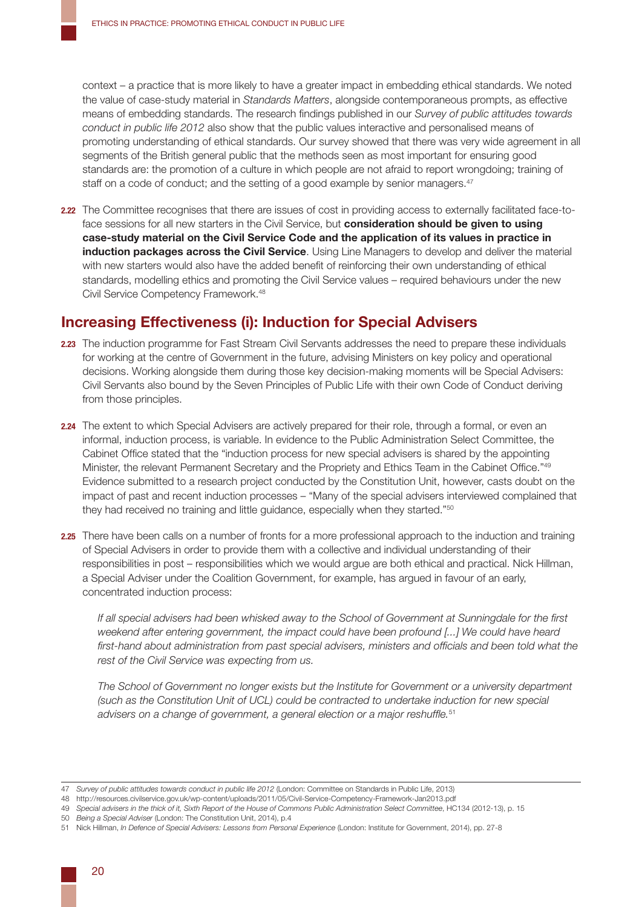context – a practice that is more likely to have a greater impact in embedding ethical standards. We noted the value of case-study material in *Standards Matters*, alongside contemporaneous prompts, as effective means of embedding standards. The research findings published in our *Survey of public attitudes towards conduct in public life 2012* also show that the public values interactive and personalised means of promoting understanding of ethical standards. Our survey showed that there was very wide agreement in all segments of the British general public that the methods seen as most important for ensuring good standards are: the promotion of a culture in which people are not afraid to report wrongdoing; training of staff on a code of conduct; and the setting of a good example by senior managers.[47]

**2.22** The Committee recognises that there are issues of cost in providing access to externally facilitated face-to-face sessions for all new starters in the Civil Service, but **consideration should be given to using case-study material on the Civil Service Code and the application of its values in practice in induction packages across the Civil Service**. Using Line Managers to develop and deliver the material with new starters would also have the added benefit of reinforcing their own understanding of ethical standards, modelling ethics and promoting the Civil Service values – required behaviours under the new Civil Service Competency Framework.[48]

## Increasing Effectiveness (i): Induction for Special Advisers

**2.23** The induction programme for Fast Stream Civil Servants addresses the need to prepare these individuals for working at the centre of Government in the future, advising Ministers on key policy and operational decisions. Working alongside them during those key decision-making moments will be Special Advisers: Civil Servants also bound by the Seven Principles of Public Life with their own Code of Conduct deriving from those principles.

**2.24** The extent to which Special Advisers are actively prepared for their role, through a formal, or even an informal, induction process, is variable. In evidence to the Public Administration Select Committee, the Cabinet Office stated that the "induction process for new special advisers is shared by the appointing Minister, the relevant Permanent Secretary and the Propriety and Ethics Team in the Cabinet Office."[49] Evidence submitted to a research project conducted by the Constitution Unit, however, casts doubt on the impact of past and recent induction processes – "Many of the special advisers interviewed complained that they had received no training and little guidance, especially when they started."[50]

**2.25** There have been calls on a number of fronts for a more professional approach to the induction and training of Special Advisers in order to provide them with a collective and individual understanding of their responsibilities in post – responsibilities which we would argue are both ethical and practical. Nick Hillman, a Special Adviser under the Coalition Government, for example, has argued in favour of an early, concentrated induction process:

> *If all special advisers had been whisked away to the School of Government at Sunningdale for the first weekend after entering government, the impact could have been profound [...] We could have heard first-hand about administration from past special advisers, ministers and officials and been told what the rest of the Civil Service was expecting from us.*
>
> *The School of Government no longer exists but the Institute for Government or a university department (such as the Constitution Unit of UCL) could be contracted to undertake induction for new special advisers on a change of government, a general election or a major reshuffle.*[51]

---

47 *Survey of public attitudes towards conduct in public life 2012* (London: Committee on Standards in Public Life, 2013)

48 http://resources.civilservice.gov.uk/wp-content/uploads/2011/05/Civil-Service-Competency-Framework-Jan2013.pdf

49 *Special advisers in the thick of it, Sixth Report of the House of Commons Public Administration Select Committee*, HC134 (2012-13), p. 15

50 *Being a Special Adviser* (London: The Constitution Unit, 2014), p.4

51 Nick Hillman, *In Defence of Special Advisers: Lessons from Personal Experience* (London: Institute for Government, 2014), pp. 27-8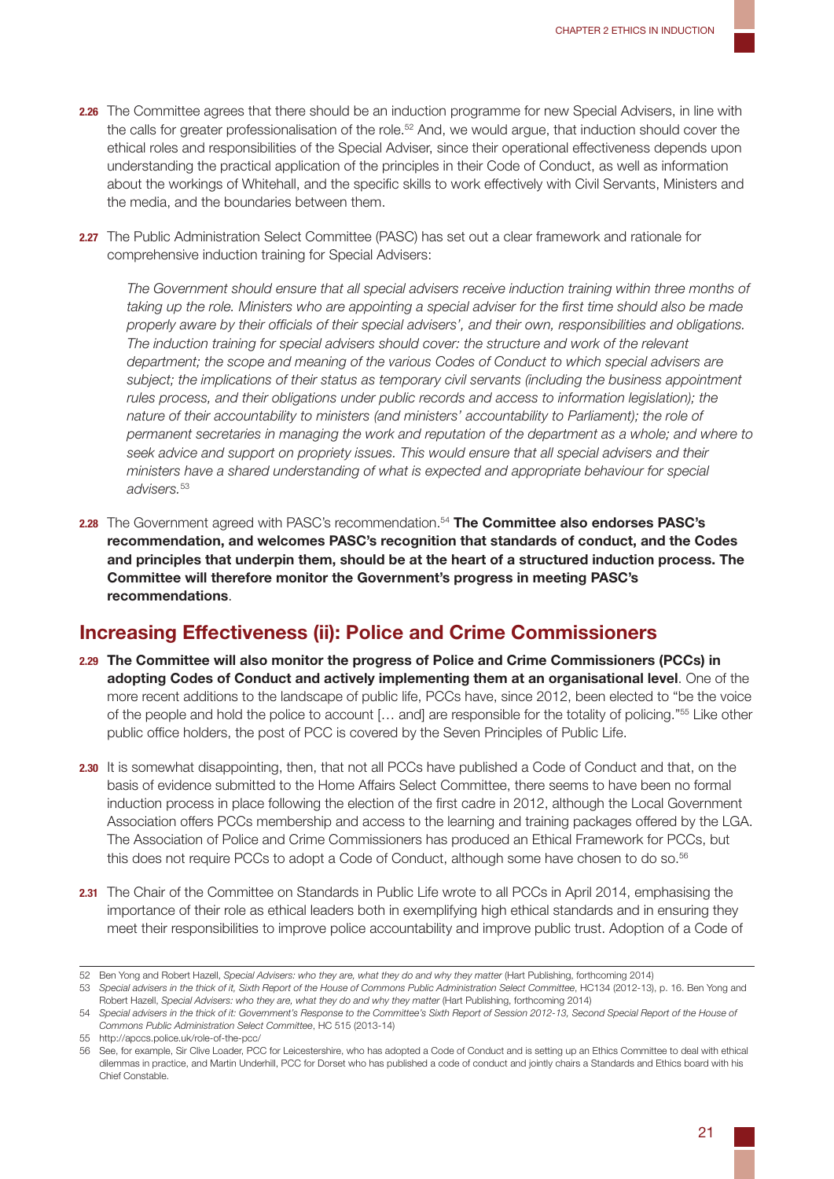**2.26** The Committee agrees that there should be an induction programme for new Special Advisers, in line with the calls for greater professionalisation of the role.[52] And, we would argue, that induction should cover the ethical roles and responsibilities of the Special Adviser, since their operational effectiveness depends upon understanding the practical application of the principles in their Code of Conduct, as well as information about the workings of Whitehall, and the specific skills to work effectively with Civil Servants, Ministers and the media, and the boundaries between them.

**2.27** The Public Administration Select Committee (PASC) has set out a clear framework and rationale for comprehensive induction training for Special Advisers:

> *The Government should ensure that all special advisers receive induction training within three months of taking up the role. Ministers who are appointing a special adviser for the first time should also be made properly aware by their officials of their special advisers', and their own, responsibilities and obligations. The induction training for special advisers should cover: the structure and work of the relevant department; the scope and meaning of the various Codes of Conduct to which special advisers are subject; the implications of their status as temporary civil servants (including the business appointment rules process, and their obligations under public records and access to information legislation); the nature of their accountability to ministers (and ministers' accountability to Parliament); the role of permanent secretaries in managing the work and reputation of the department as a whole; and where to seek advice and support on propriety issues. This would ensure that all special advisers and their ministers have a shared understanding of what is expected and appropriate behaviour for special advisers.*[53]

**2.28** The Government agreed with PASC's recommendation.[54] **The Committee also endorses PASC's recommendation, and welcomes PASC's recognition that standards of conduct, and the Codes and principles that underpin them, should be at the heart of a structured induction process. The Committee will therefore monitor the Government's progress in meeting PASC's recommendations**.

## Increasing Effectiveness (ii): Police and Crime Commissioners

**2.29** **The Committee will also monitor the progress of Police and Crime Commissioners (PCCs) in adopting Codes of Conduct and actively implementing them at an organisational level**. One of the more recent additions to the landscape of public life, PCCs have, since 2012, been elected to "be the voice of the people and hold the police to account [… and] are responsible for the totality of policing."[55] Like other public office holders, the post of PCC is covered by the Seven Principles of Public Life.

**2.30** It is somewhat disappointing, then, that not all PCCs have published a Code of Conduct and that, on the basis of evidence submitted to the Home Affairs Select Committee, there seems to have been no formal induction process in place following the election of the first cadre in 2012, although the Local Government Association offers PCCs membership and access to the learning and training packages offered by the LGA. The Association of Police and Crime Commissioners has produced an Ethical Framework for PCCs, but this does not require PCCs to adopt a Code of Conduct, although some have chosen to do so.[56]

**2.31** The Chair of the Committee on Standards in Public Life wrote to all PCCs in April 2014, emphasising the importance of their role as ethical leaders both in exemplifying high ethical standards and in ensuring they meet their responsibilities to improve police accountability and improve public trust. Adoption of a Code of

---

52 Ben Yong and Robert Hazell, *Special Advisers: who they are, what they do and why they matter* (Hart Publishing, forthcoming 2014)

53 *Special advisers in the thick of it, Sixth Report of the House of Commons Public Administration Select Committee*, HC134 (2012-13), p. 16. Ben Yong and Robert Hazell, *Special Advisers: who they are, what they do and why they matter* (Hart Publishing, forthcoming 2014)

54 *Special advisers in the thick of it: Government's Response to the Committee's Sixth Report of Session 2012-13, Second Special Report of the House of Commons Public Administration Select Committee*, HC 515 (2013-14)

55 http://apccs.police.uk/role-of-the-pcc/

56 See, for example, Sir Clive Loader, PCC for Leicestershire, who has adopted a Code of Conduct and is setting up an Ethics Committee to deal with ethical dilemmas in practice, and Martin Underhill, PCC for Dorset who has published a code of conduct and jointly chairs a Standards and Ethics board with his Chief Constable.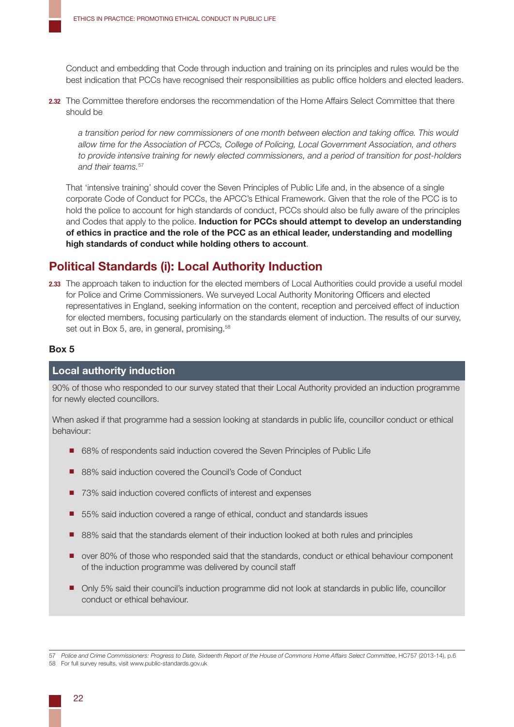Conduct and embedding that Code through induction and training on its principles and rules would be the best indication that PCCs have recognised their responsibilities as public office holders and elected leaders.

**2.32** The Committee therefore endorses the recommendation of the Home Affairs Select Committee that there should be

> *a transition period for new commissioners of one month between election and taking office. This would allow time for the Association of PCCs, College of Policing, Local Government Association, and others to provide intensive training for newly elected commissioners, and a period of transition for post-holders and their teams.*[57]

That 'intensive training' should cover the Seven Principles of Public Life and, in the absence of a single corporate Code of Conduct for PCCs, the APCC's Ethical Framework. Given that the role of the PCC is to hold the police to account for high standards of conduct, PCCs should also be fully aware of the principles and Codes that apply to the police. **Induction for PCCs should attempt to develop an understanding of ethics in practice and the role of the PCC as an ethical leader, understanding and modelling high standards of conduct while holding others to account**.

## Political Standards (i): Local Authority Induction

**2.33** The approach taken to induction for the elected members of Local Authorities could provide a useful model for Police and Crime Commissioners. We surveyed Local Authority Monitoring Officers and elected representatives in England, seeking information on the content, reception and perceived effect of induction for elected members, focusing particularly on the standards element of induction. The results of our survey, set out in Box 5, are, in general, promising.[58]

**Box 5**

### Local authority induction

90% of those who responded to our survey stated that their Local Authority provided an induction programme for newly elected councillors.

When asked if that programme had a session looking at standards in public life, councillor conduct or ethical behaviour:

- 68% of respondents said induction covered the Seven Principles of Public Life
- 88% said induction covered the Council's Code of Conduct
- 73% said induction covered conflicts of interest and expenses
- 55% said induction covered a range of ethical, conduct and standards issues
- 88% said that the standards element of their induction looked at both rules and principles
- over 80% of those who responded said that the standards, conduct or ethical behaviour component of the induction programme was delivered by council staff
- Only 5% said their council's induction programme did not look at standards in public life, councillor conduct or ethical behaviour.

---

57 *Police and Crime Commissioners: Progress to Date, Sixteenth Report of the House of Commons Home Affairs Select Committee*, HC757 (2013-14), p.6

58 For full survey results, visit www.public-standards.gov.uk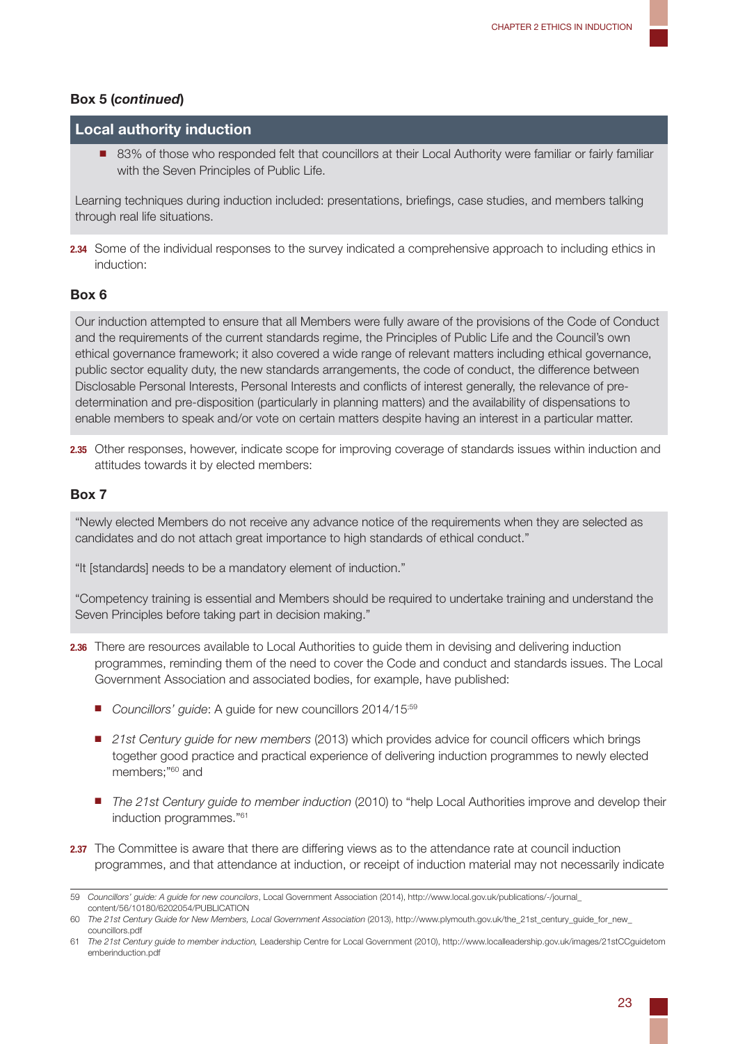**Box 5 (*continued*)**

**Local authority induction**

- 83% of those who responded felt that councillors at their Local Authority were familiar or fairly familiar with the Seven Principles of Public Life.

Learning techniques during induction included: presentations, briefings, case studies, and members talking through real life situations.

**2.34** Some of the individual responses to the survey indicated a comprehensive approach to including ethics in induction:

**Box 6**

Our induction attempted to ensure that all Members were fully aware of the provisions of the Code of Conduct and the requirements of the current standards regime, the Principles of Public Life and the Council's own ethical governance framework; it also covered a wide range of relevant matters including ethical governance, public sector equality duty, the new standards arrangements, the code of conduct, the difference between Disclosable Personal Interests, Personal Interests and conflicts of interest generally, the relevance of pre-determination and pre-disposition (particularly in planning matters) and the availability of dispensations to enable members to speak and/or vote on certain matters despite having an interest in a particular matter.

**2.35** Other responses, however, indicate scope for improving coverage of standards issues within induction and attitudes towards it by elected members:

**Box 7**

"Newly elected Members do not receive any advance notice of the requirements when they are selected as candidates and do not attach great importance to high standards of ethical conduct."

"It [standards] needs to be a mandatory element of induction."

"Competency training is essential and Members should be required to undertake training and understand the Seven Principles before taking part in decision making."

**2.36** There are resources available to Local Authorities to guide them in devising and delivering induction programmes, reminding them of the need to cover the Code and conduct and standards issues. The Local Government Association and associated bodies, for example, have published:

- *Councillors' guide*: A guide for new councillors 2014/15[59]
- *21st Century guide for new members* (2013) which provides advice for council officers which brings together good practice and practical experience of delivering induction programmes to newly elected members;"[60] and
- *The 21st Century guide to member induction* (2010) to "help Local Authorities improve and develop their induction programmes."[61]

**2.37** The Committee is aware that there are differing views as to the attendance rate at council induction programmes, and that attendance at induction, or receipt of induction material may not necessarily indicate

59 *Councillors' guide: A guide for new councilors*, Local Government Association (2014), http://www.local.gov.uk/publications/-/journal_content/56/10180/6202054/PUBLICATION

60 *The 21st Century Guide for New Members, Local Government Association* (2013), http://www.plymouth.gov.uk/the_21st_century_guide_for_new_councillors.pdf

61 *The 21st Century guide to member induction,* Leadership Centre for Local Government (2010), http://www.localleadership.gov.uk/images/21stCCguidetomemberinduction.pdf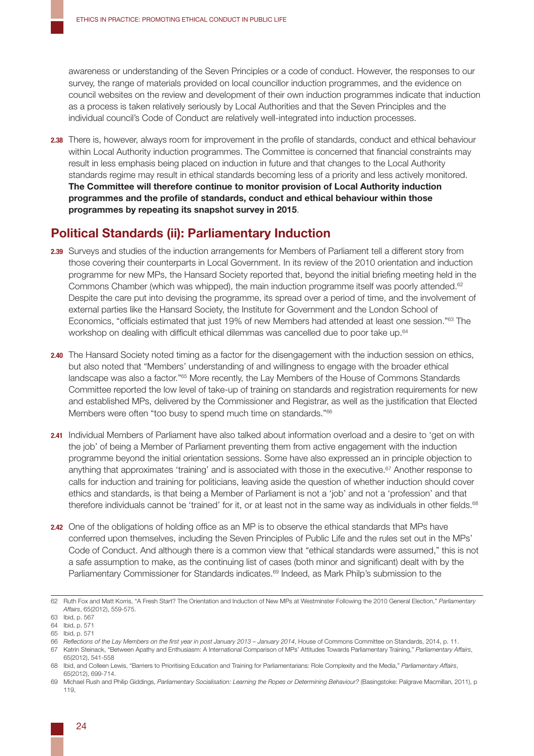awareness or understanding of the Seven Principles or a code of conduct. However, the responses to our survey, the range of materials provided on local councillor induction programmes, and the evidence on council websites on the review and development of their own induction programmes indicate that induction as a process is taken relatively seriously by Local Authorities and that the Seven Principles and the individual council's Code of Conduct are relatively well-integrated into induction processes.

**2.38** There is, however, always room for improvement in the profile of standards, conduct and ethical behaviour within Local Authority induction programmes. The Committee is concerned that financial constraints may result in less emphasis being placed on induction in future and that changes to the Local Authority standards regime may result in ethical standards becoming less of a priority and less actively monitored. **The Committee will therefore continue to monitor provision of Local Authority induction programmes and the profile of standards, conduct and ethical behaviour within those programmes by repeating its snapshot survey in 2015**.

## Political Standards (ii): Parliamentary Induction

**2.39** Surveys and studies of the induction arrangements for Members of Parliament tell a different story from those covering their counterparts in Local Government. In its review of the 2010 orientation and induction programme for new MPs, the Hansard Society reported that, beyond the initial briefing meeting held in the Commons Chamber (which was whipped), the main induction programme itself was poorly attended.[62] Despite the care put into devising the programme, its spread over a period of time, and the involvement of external parties like the Hansard Society, the Institute for Government and the London School of Economics, "officials estimated that just 19% of new Members had attended at least one session."[63] The workshop on dealing with difficult ethical dilemmas was cancelled due to poor take up.[64]

**2.40** The Hansard Society noted timing as a factor for the disengagement with the induction session on ethics, but also noted that "Members' understanding of and willingness to engage with the broader ethical landscape was also a factor."[65] More recently, the Lay Members of the House of Commons Standards Committee reported the low level of take-up of training on standards and registration requirements for new and established MPs, delivered by the Commissioner and Registrar, as well as the justification that Elected Members were often "too busy to spend much time on standards."[66]

**2.41** Individual Members of Parliament have also talked about information overload and a desire to 'get on with the job' of being a Member of Parliament preventing them from active engagement with the induction programme beyond the initial orientation sessions. Some have also expressed an in principle objection to anything that approximates 'training' and is associated with those in the executive.[67] Another response to calls for induction and training for politicians, leaving aside the question of whether induction should cover ethics and standards, is that being a Member of Parliament is not a 'job' and not a 'profession' and that therefore individuals cannot be 'trained' for it, or at least not in the same way as individuals in other fields.[68]

**2.42** One of the obligations of holding office as an MP is to observe the ethical standards that MPs have conferred upon themselves, including the Seven Principles of Public Life and the rules set out in the MPs' Code of Conduct. And although there is a common view that "ethical standards were assumed," this is not a safe assumption to make, as the continuing list of cases (both minor and significant) dealt with by the Parliamentary Commissioner for Standards indicates.[69] Indeed, as Mark Philp's submission to the

---

62 Ruth Fox and Matt Korris, "A Fresh Start? The Orientation and Induction of New MPs at Westminster Following the 2010 General Election," *Parliamentary Affairs*, 65(2012), 559-575.

63 Ibid, p. 567

64 Ibid, p. 571

65 Ibid, p. 571

66 *Reflections of the Lay Members on the first year in post January 2013 – January 2014*, House of Commons Committee on Standards, 2014, p. 11.

67 Katrin Steinack, "Between Apathy and Enthusiasm: A International Comparison of MPs' Attitudes Towards Parliamentary Training," *Parliamentary Affairs*, 65(2012), 541-558

68 Ibid, and Colleen Lewis, "Barriers to Prioritising Education and Training for Parliamentarians: Role Complexity and the Media," *Parliamentary Affairs*, 65(2012), 699-714.

69 Michael Rush and Philip Giddings, *Parliamentary Socialisation: Learning the Ropes or Determining Behaviour?* (Basingstoke: Palgrave Macmillan, 2011), p 119,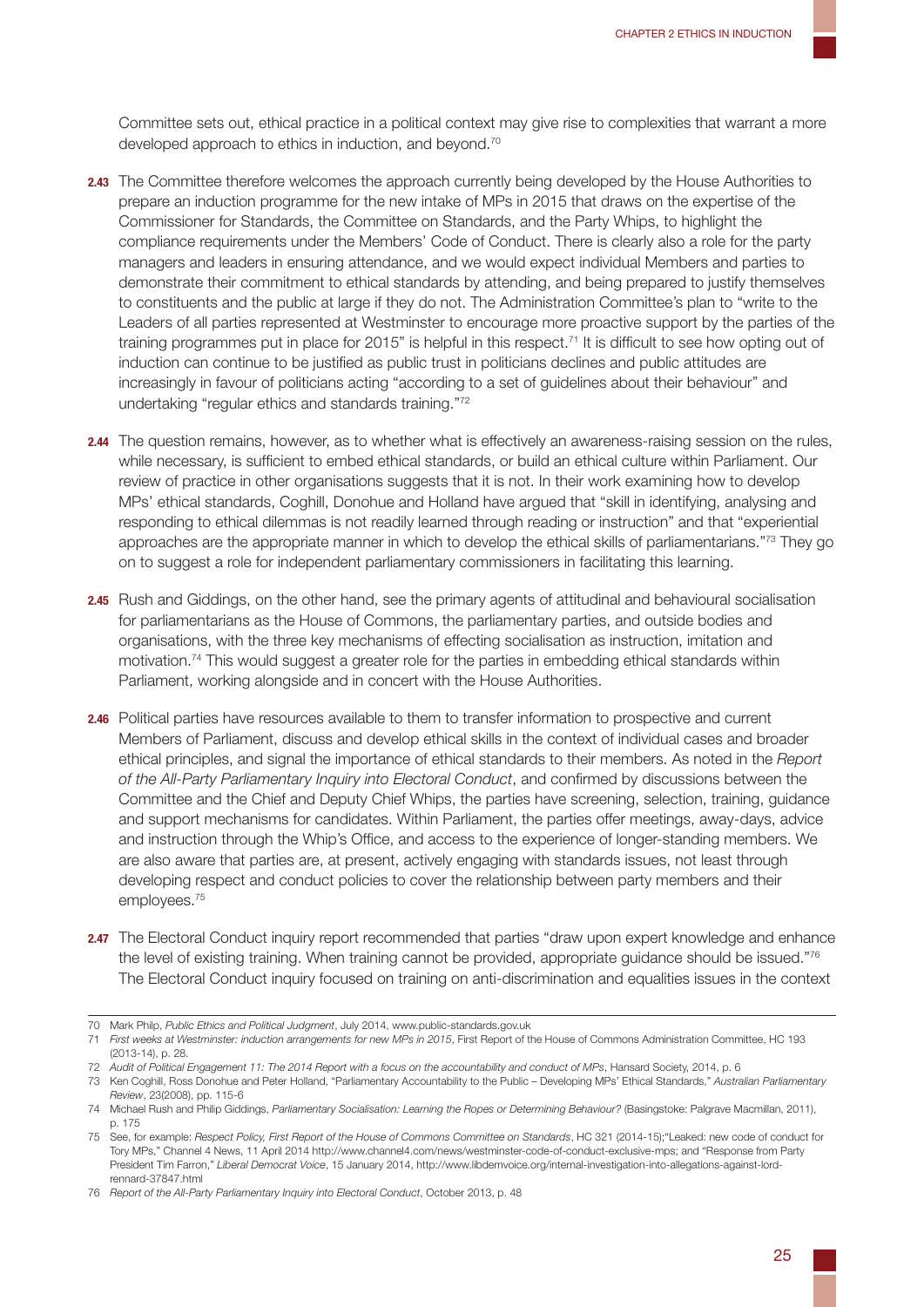Committee sets out, ethical practice in a political context may give rise to complexities that warrant a more developed approach to ethics in induction, and beyond.[70]

**2.43** The Committee therefore welcomes the approach currently being developed by the House Authorities to prepare an induction programme for the new intake of MPs in 2015 that draws on the expertise of the Commissioner for Standards, the Committee on Standards, and the Party Whips, to highlight the compliance requirements under the Members' Code of Conduct. There is clearly also a role for the party managers and leaders in ensuring attendance, and we would expect individual Members and parties to demonstrate their commitment to ethical standards by attending, and being prepared to justify themselves to constituents and the public at large if they do not. The Administration Committee's plan to "write to the Leaders of all parties represented at Westminster to encourage more proactive support by the parties of the training programmes put in place for 2015" is helpful in this respect.[71] It is difficult to see how opting out of induction can continue to be justified as public trust in politicians declines and public attitudes are increasingly in favour of politicians acting "according to a set of guidelines about their behaviour" and undertaking "regular ethics and standards training."[72]

**2.44** The question remains, however, as to whether what is effectively an awareness-raising session on the rules, while necessary, is sufficient to embed ethical standards, or build an ethical culture within Parliament. Our review of practice in other organisations suggests that it is not. In their work examining how to develop MPs' ethical standards, Coghill, Donohue and Holland have argued that "skill in identifying, analysing and responding to ethical dilemmas is not readily learned through reading or instruction" and that "experiential approaches are the appropriate manner in which to develop the ethical skills of parliamentarians."[73] They go on to suggest a role for independent parliamentary commissioners in facilitating this learning.

**2.45** Rush and Giddings, on the other hand, see the primary agents of attitudinal and behavioural socialisation for parliamentarians as the House of Commons, the parliamentary parties, and outside bodies and organisations, with the three key mechanisms of effecting socialisation as instruction, imitation and motivation.[74] This would suggest a greater role for the parties in embedding ethical standards within Parliament, working alongside and in concert with the House Authorities.

**2.46** Political parties have resources available to them to transfer information to prospective and current Members of Parliament, discuss and develop ethical skills in the context of individual cases and broader ethical principles, and signal the importance of ethical standards to their members. As noted in the *Report of the All-Party Parliamentary Inquiry into Electoral Conduct*, and confirmed by discussions between the Committee and the Chief and Deputy Chief Whips, the parties have screening, selection, training, guidance and support mechanisms for candidates. Within Parliament, the parties offer meetings, away-days, advice and instruction through the Whip's Office, and access to the experience of longer-standing members. We are also aware that parties are, at present, actively engaging with standards issues, not least through developing respect and conduct policies to cover the relationship between party members and their employees.[75]

**2.47** The Electoral Conduct inquiry report recommended that parties "draw upon expert knowledge and enhance the level of existing training. When training cannot be provided, appropriate guidance should be issued."[76] The Electoral Conduct inquiry focused on training on anti-discrimination and equalities issues in the context

---

70 Mark Philp, *Public Ethics and Political Judgment*, July 2014, www.public-standards.gov.uk

71 *First weeks at Westminster: induction arrangements for new MPs in 2015*, First Report of the House of Commons Administration Committee, HC 193 (2013-14), p. 28.

72 *Audit of Political Engagement 11: The 2014 Report with a focus on the accountability and conduct of MPs*, Hansard Society, 2014, p. 6

73 Ken Coghill, Ross Donohue and Peter Holland, "Parliamentary Accountability to the Public – Developing MPs' Ethical Standards," *Australian Parliamentary Review*, 23(2008), pp. 115-6

74 Michael Rush and Philip Giddings, *Parliamentary Socialisation: Learning the Ropes or Determining Behaviour?* (Basingstoke: Palgrave Macmillan, 2011), p. 175

75 See, for example: *Respect Policy, First Report of the House of Commons Committee on Standards*, HC 321 (2014-15);"Leaked: new code of conduct for Tory MPs," Channel 4 News, 11 April 2014 http://www.channel4.com/news/westminster-code-of-conduct-exclusive-mps; and "Response from Party President Tim Farron," *Liberal Democrat Voice*, 15 January 2014, http://www.libdemvoice.org/internal-investigation-into-allegations-against-lord-rennard-37847.html

76 *Report of the All-Party Parliamentary Inquiry into Electoral Conduct*, October 2013, p. 48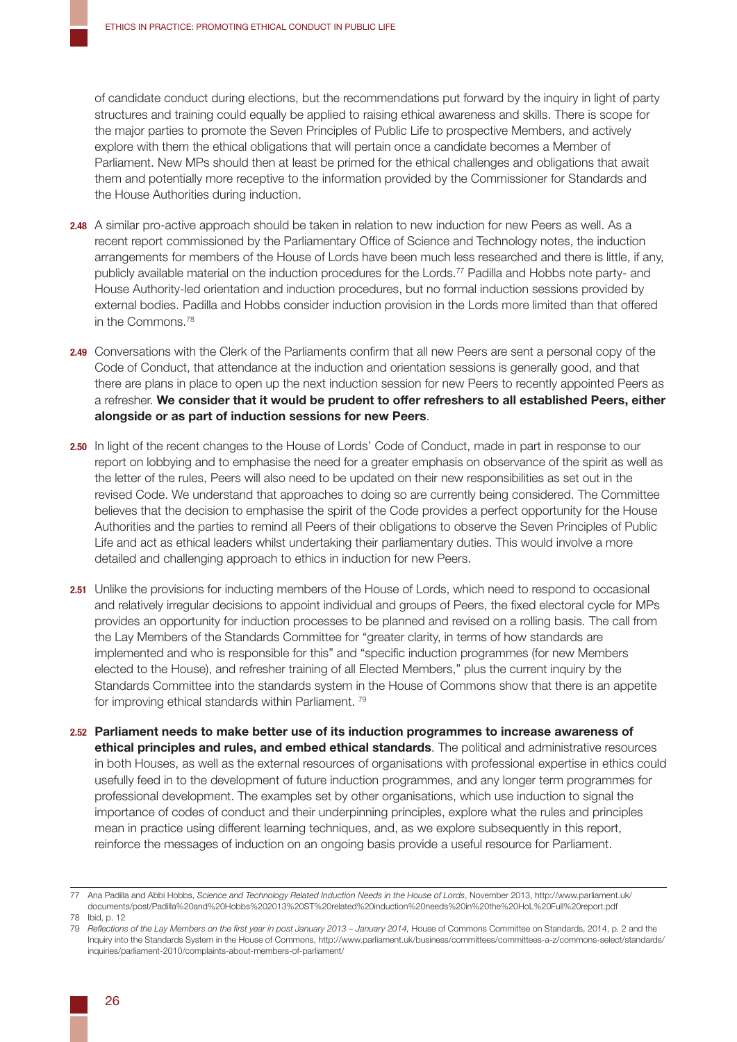of candidate conduct during elections, but the recommendations put forward by the inquiry in light of party structures and training could equally be applied to raising ethical awareness and skills. There is scope for the major parties to promote the Seven Principles of Public Life to prospective Members, and actively explore with them the ethical obligations that will pertain once a candidate becomes a Member of Parliament. New MPs should then at least be primed for the ethical challenges and obligations that await them and potentially more receptive to the information provided by the Commissioner for Standards and the House Authorities during induction.

**2.48** A similar pro-active approach should be taken in relation to new induction for new Peers as well. As a recent report commissioned by the Parliamentary Office of Science and Technology notes, the induction arrangements for members of the House of Lords have been much less researched and there is little, if any, publicly available material on the induction procedures for the Lords.[77] Padilla and Hobbs note party- and House Authority-led orientation and induction procedures, but no formal induction sessions provided by external bodies. Padilla and Hobbs consider induction provision in the Lords more limited than that offered in the Commons.[78]

**2.49** Conversations with the Clerk of the Parliaments confirm that all new Peers are sent a personal copy of the Code of Conduct, that attendance at the induction and orientation sessions is generally good, and that there are plans in place to open up the next induction session for new Peers to recently appointed Peers as a refresher. **We consider that it would be prudent to offer refreshers to all established Peers, either alongside or as part of induction sessions for new Peers**.

**2.50** In light of the recent changes to the House of Lords' Code of Conduct, made in part in response to our report on lobbying and to emphasise the need for a greater emphasis on observance of the spirit as well as the letter of the rules, Peers will also need to be updated on their new responsibilities as set out in the revised Code. We understand that approaches to doing so are currently being considered. The Committee believes that the decision to emphasise the spirit of the Code provides a perfect opportunity for the House Authorities and the parties to remind all Peers of their obligations to observe the Seven Principles of Public Life and act as ethical leaders whilst undertaking their parliamentary duties. This would involve a more detailed and challenging approach to ethics in induction for new Peers.

**2.51** Unlike the provisions for inducting members of the House of Lords, which need to respond to occasional and relatively irregular decisions to appoint individual and groups of Peers, the fixed electoral cycle for MPs provides an opportunity for induction processes to be planned and revised on a rolling basis. The call from the Lay Members of the Standards Committee for "greater clarity, in terms of how standards are implemented and who is responsible for this" and "specific induction programmes (for new Members elected to the House), and refresher training of all Elected Members," plus the current inquiry by the Standards Committee into the standards system in the House of Commons show that there is an appetite for improving ethical standards within Parliament. [79]

**2.52** **Parliament needs to make better use of its induction programmes to increase awareness of ethical principles and rules, and embed ethical standards**. The political and administrative resources in both Houses, as well as the external resources of organisations with professional expertise in ethics could usefully feed in to the development of future induction programmes, and any longer term programmes for professional development. The examples set by other organisations, which use induction to signal the importance of codes of conduct and their underpinning principles, explore what the rules and principles mean in practice using different learning techniques, and, as we explore subsequently in this report, reinforce the messages of induction on an ongoing basis provide a useful resource for Parliament.

---

77 Ana Padilla and Abbi Hobbs, *Science and Technology Related Induction Needs in the House of Lords*, November 2013, http://www.parliament.uk/documents/post/Padilla%20and%20Hobbs%202013%20ST%20related%20induction%20needs%20in%20the%20HoL%20Full%20report.pdf

78 Ibid, p. 12

79 *Reflections of the Lay Members on the first year in post January 2013 – January 2014,* House of Commons Committee on Standards, 2014, p. 2 and the Inquiry into the Standards System in the House of Commons, http://www.parliament.uk/business/committees/committees-a-z/commons-select/standards/inquiries/parliament-2010/complaints-about-members-of-parliament/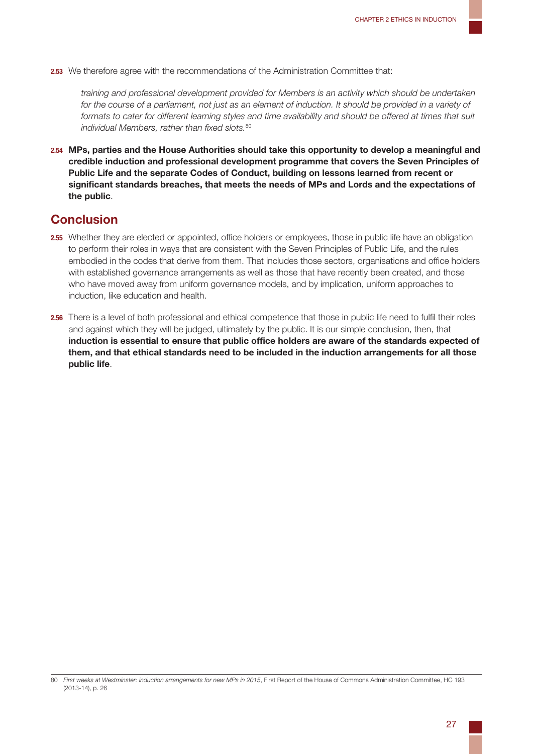2.53 We therefore agree with the recommendations of the Administration Committee that:

> *training and professional development provided for Members is an activity which should be undertaken for the course of a parliament, not just as an element of induction. It should be provided in a variety of formats to cater for different learning styles and time availability and should be offered at times that suit individual Members, rather than fixed slots.*[80]

2.54 **MPs, parties and the House Authorities should take this opportunity to develop a meaningful and credible induction and professional development programme that covers the Seven Principles of Public Life and the separate Codes of Conduct, building on lessons learned from recent or significant standards breaches, that meets the needs of MPs and Lords and the expectations of the public**.

## Conclusion

2.55 Whether they are elected or appointed, office holders or employees, those in public life have an obligation to perform their roles in ways that are consistent with the Seven Principles of Public Life, and the rules embodied in the codes that derive from them. That includes those sectors, organisations and office holders with established governance arrangements as well as those that have recently been created, and those who have moved away from uniform governance models, and by implication, uniform approaches to induction, like education and health.

2.56 There is a level of both professional and ethical competence that those in public life need to fulfil their roles and against which they will be judged, ultimately by the public. It is our simple conclusion, then, that **induction is essential to ensure that public office holders are aware of the standards expected of them, and that ethical standards need to be included in the induction arrangements for all those public life**.

80 *First weeks at Westminster: induction arrangements for new MPs in 2015*, First Report of the House of Commons Administration Committee, HC 193 (2013-14), p. 26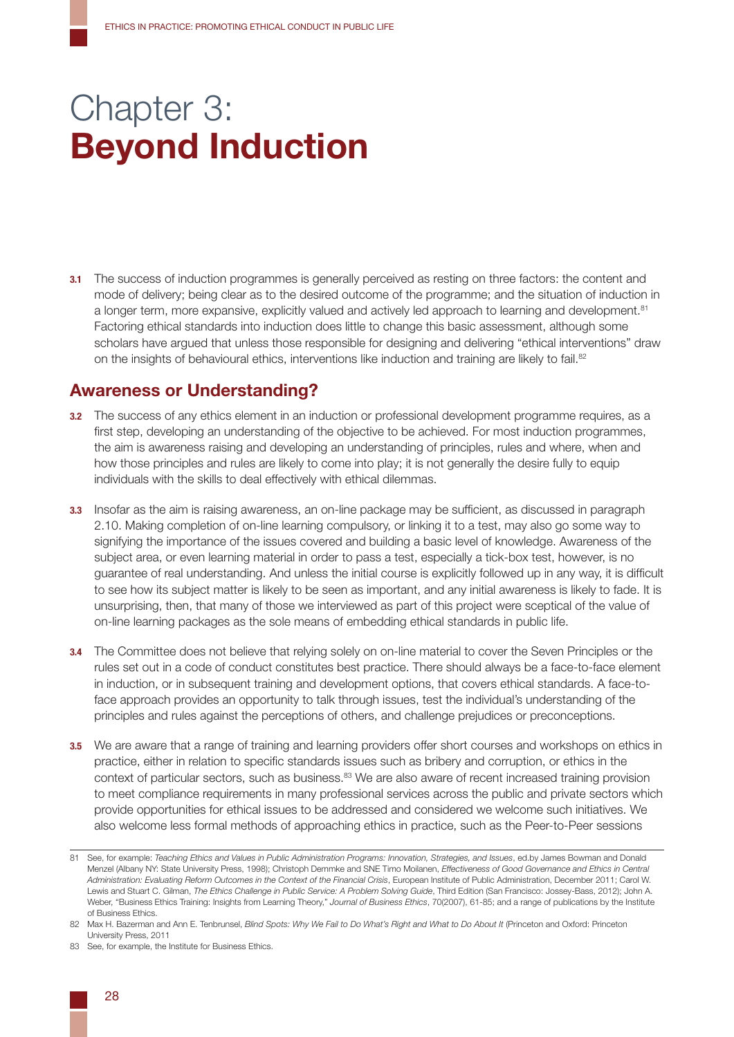# Chapter 3: **Beyond Induction**

**3.1** The success of induction programmes is generally perceived as resting on three factors: the content and mode of delivery; being clear as to the desired outcome of the programme; and the situation of induction in a longer term, more expansive, explicitly valued and actively led approach to learning and development.[81] Factoring ethical standards into induction does little to change this basic assessment, although some scholars have argued that unless those responsible for designing and delivering "ethical interventions" draw on the insights of behavioural ethics, interventions like induction and training are likely to fail.[82]

## Awareness or Understanding?

**3.2** The success of any ethics element in an induction or professional development programme requires, as a first step, developing an understanding of the objective to be achieved. For most induction programmes, the aim is awareness raising and developing an understanding of principles, rules and where, when and how those principles and rules are likely to come into play; it is not generally the desire fully to equip individuals with the skills to deal effectively with ethical dilemmas.

**3.3** Insofar as the aim is raising awareness, an on-line package may be sufficient, as discussed in paragraph 2.10. Making completion of on-line learning compulsory, or linking it to a test, may also go some way to signifying the importance of the issues covered and building a basic level of knowledge. Awareness of the subject area, or even learning material in order to pass a test, especially a tick-box test, however, is no guarantee of real understanding. And unless the initial course is explicitly followed up in any way, it is difficult to see how its subject matter is likely to be seen as important, and any initial awareness is likely to fade. It is unsurprising, then, that many of those we interviewed as part of this project were sceptical of the value of on-line learning packages as the sole means of embedding ethical standards in public life.

**3.4** The Committee does not believe that relying solely on on-line material to cover the Seven Principles or the rules set out in a code of conduct constitutes best practice. There should always be a face-to-face element in induction, or in subsequent training and development options, that covers ethical standards. A face-to-face approach provides an opportunity to talk through issues, test the individual's understanding of the principles and rules against the perceptions of others, and challenge prejudices or preconceptions.

**3.5** We are aware that a range of training and learning providers offer short courses and workshops on ethics in practice, either in relation to specific standards issues such as bribery and corruption, or ethics in the context of particular sectors, such as business.[83] We are also aware of recent increased training provision to meet compliance requirements in many professional services across the public and private sectors which provide opportunities for ethical issues to be addressed and considered we welcome such initiatives. We also welcome less formal methods of approaching ethics in practice, such as the Peer-to-Peer sessions

---

81 See, for example: *Teaching Ethics and Values in Public Administration Programs: Innovation, Strategies, and Issues*, ed.by James Bowman and Donald Menzel (Albany NY: State University Press, 1998); Christoph Demmke and SNE Timo Moilanen, *Effectiveness of Good Governance and Ethics in Central Administration: Evaluating Reform Outcomes in the Context of the Financial Crisis*, European Institute of Public Administration, December 2011; Carol W. Lewis and Stuart C. Gilman, *The Ethics Challenge in Public Service: A Problem Solving Guide*, Third Edition (San Francisco: Jossey-Bass, 2012); John A. Weber, "Business Ethics Training: Insights from Learning Theory," *Journal of Business Ethics*, 70(2007), 61-85; and a range of publications by the Institute of Business Ethics.

82 Max H. Bazerman and Ann E. Tenbrunsel, *Blind Spots: Why We Fail to Do What's Right and What to Do About It* (Princeton and Oxford: Princeton University Press, 2011

83 See, for example, the Institute for Business Ethics.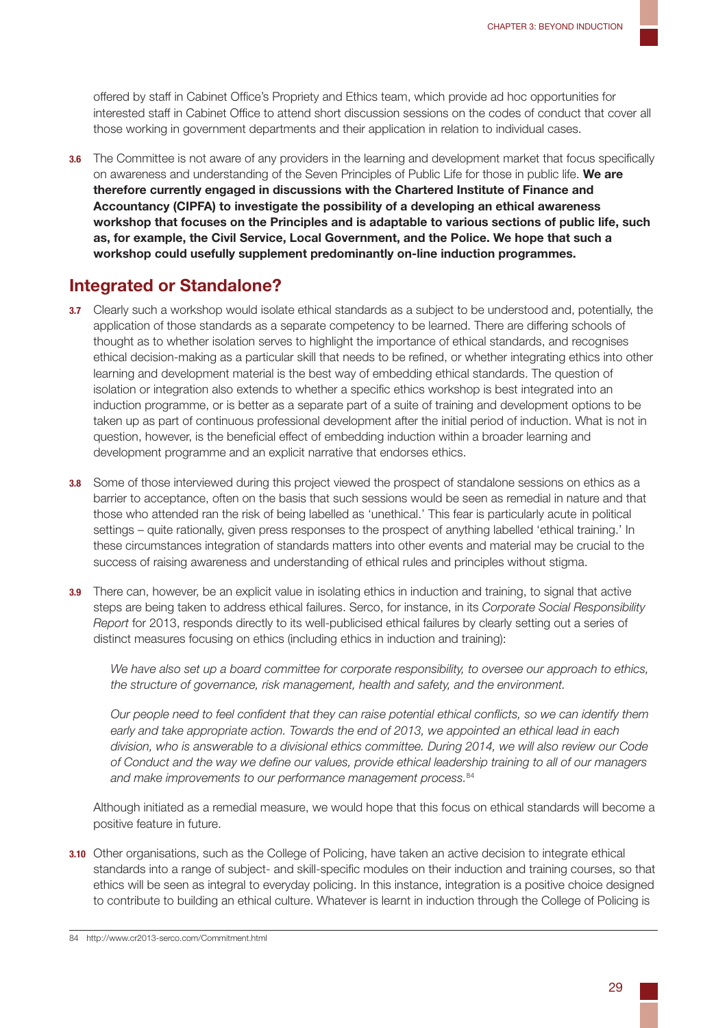offered by staff in Cabinet Office's Propriety and Ethics team, which provide ad hoc opportunities for interested staff in Cabinet Office to attend short discussion sessions on the codes of conduct that cover all those working in government departments and their application in relation to individual cases.

**3.6** The Committee is not aware of any providers in the learning and development market that focus specifically on awareness and understanding of the Seven Principles of Public Life for those in public life. **We are therefore currently engaged in discussions with the Chartered Institute of Finance and Accountancy (CIPFA) to investigate the possibility of a developing an ethical awareness workshop that focuses on the Principles and is adaptable to various sections of public life, such as, for example, the Civil Service, Local Government, and the Police. We hope that such a workshop could usefully supplement predominantly on-line induction programmes.**

## Integrated or Standalone?

**3.7** Clearly such a workshop would isolate ethical standards as a subject to be understood and, potentially, the application of those standards as a separate competency to be learned. There are differing schools of thought as to whether isolation serves to highlight the importance of ethical standards, and recognises ethical decision-making as a particular skill that needs to be refined, or whether integrating ethics into other learning and development material is the best way of embedding ethical standards. The question of isolation or integration also extends to whether a specific ethics workshop is best integrated into an induction programme, or is better as a separate part of a suite of training and development options to be taken up as part of continuous professional development after the initial period of induction. What is not in question, however, is the beneficial effect of embedding induction within a broader learning and development programme and an explicit narrative that endorses ethics.

**3.8** Some of those interviewed during this project viewed the prospect of standalone sessions on ethics as a barrier to acceptance, often on the basis that such sessions would be seen as remedial in nature and that those who attended ran the risk of being labelled as 'unethical.' This fear is particularly acute in political settings – quite rationally, given press responses to the prospect of anything labelled 'ethical training.' In these circumstances integration of standards matters into other events and material may be crucial to the success of raising awareness and understanding of ethical rules and principles without stigma.

**3.9** There can, however, be an explicit value in isolating ethics in induction and training, to signal that active steps are being taken to address ethical failures. Serco, for instance, in its *Corporate Social Responsibility Report* for 2013, responds directly to its well-publicised ethical failures by clearly setting out a series of distinct measures focusing on ethics (including ethics in induction and training):

> *We have also set up a board committee for corporate responsibility, to oversee our approach to ethics, the structure of governance, risk management, health and safety, and the environment.*
>
> *Our people need to feel confident that they can raise potential ethical conflicts, so we can identify them early and take appropriate action. Towards the end of 2013, we appointed an ethical lead in each division, who is answerable to a divisional ethics committee. During 2014, we will also review our Code of Conduct and the way we define our values, provide ethical leadership training to all of our managers and make improvements to our performance management process.*[84]

Although initiated as a remedial measure, we would hope that this focus on ethical standards will become a positive feature in future.

**3.10** Other organisations, such as the College of Policing, have taken an active decision to integrate ethical standards into a range of subject- and skill-specific modules on their induction and training courses, so that ethics will be seen as integral to everyday policing. In this instance, integration is a positive choice designed to contribute to building an ethical culture. Whatever is learnt in induction through the College of Policing is

---

84 http://www.cr2013-serco.com/Commitment.html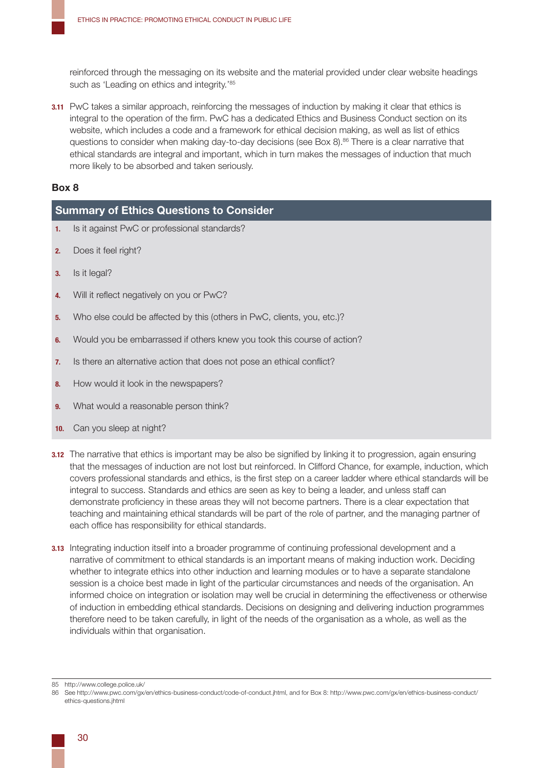reinforced through the messaging on its website and the material provided under clear website headings such as 'Leading on ethics and integrity.'[85]

**3.11** PwC takes a similar approach, reinforcing the messages of induction by making it clear that ethics is integral to the operation of the firm. PwC has a dedicated Ethics and Business Conduct section on its website, which includes a code and a framework for ethical decision making, as well as list of ethics questions to consider when making day-to-day decisions (see Box 8).[86] There is a clear narrative that ethical standards are integral and important, which in turn makes the messages of induction that much more likely to be absorbed and taken seriously.

**Box 8**

**Summary of Ethics Questions to Consider**

1. Is it against PwC or professional standards?
2. Does it feel right?
3. Is it legal?
4. Will it reflect negatively on you or PwC?
5. Who else could be affected by this (others in PwC, clients, you, etc.)?
6. Would you be embarrassed if others knew you took this course of action?
7. Is there an alternative action that does not pose an ethical conflict?
8. How would it look in the newspapers?
9. What would a reasonable person think?
10. Can you sleep at night?

**3.12** The narrative that ethics is important may be also be signified by linking it to progression, again ensuring that the messages of induction are not lost but reinforced. In Clifford Chance, for example, induction, which covers professional standards and ethics, is the first step on a career ladder where ethical standards will be integral to success. Standards and ethics are seen as key to being a leader, and unless staff can demonstrate proficiency in these areas they will not become partners. There is a clear expectation that teaching and maintaining ethical standards will be part of the role of partner, and the managing partner of each office has responsibility for ethical standards.

**3.13** Integrating induction itself into a broader programme of continuing professional development and a narrative of commitment to ethical standards is an important means of making induction work. Deciding whether to integrate ethics into other induction and learning modules or to have a separate standalone session is a choice best made in light of the particular circumstances and needs of the organisation. An informed choice on integration or isolation may well be crucial in determining the effectiveness or otherwise of induction in embedding ethical standards. Decisions on designing and delivering induction programmes therefore need to be taken carefully, in light of the needs of the organisation as a whole, as well as the individuals within that organisation.

---

85 http://www.college.police.uk/

86 See http://www.pwc.com/gx/en/ethics-business-conduct/code-of-conduct.jhtml, and for Box 8: http://www.pwc.com/gx/en/ethics-business-conduct/ethics-questions.jhtml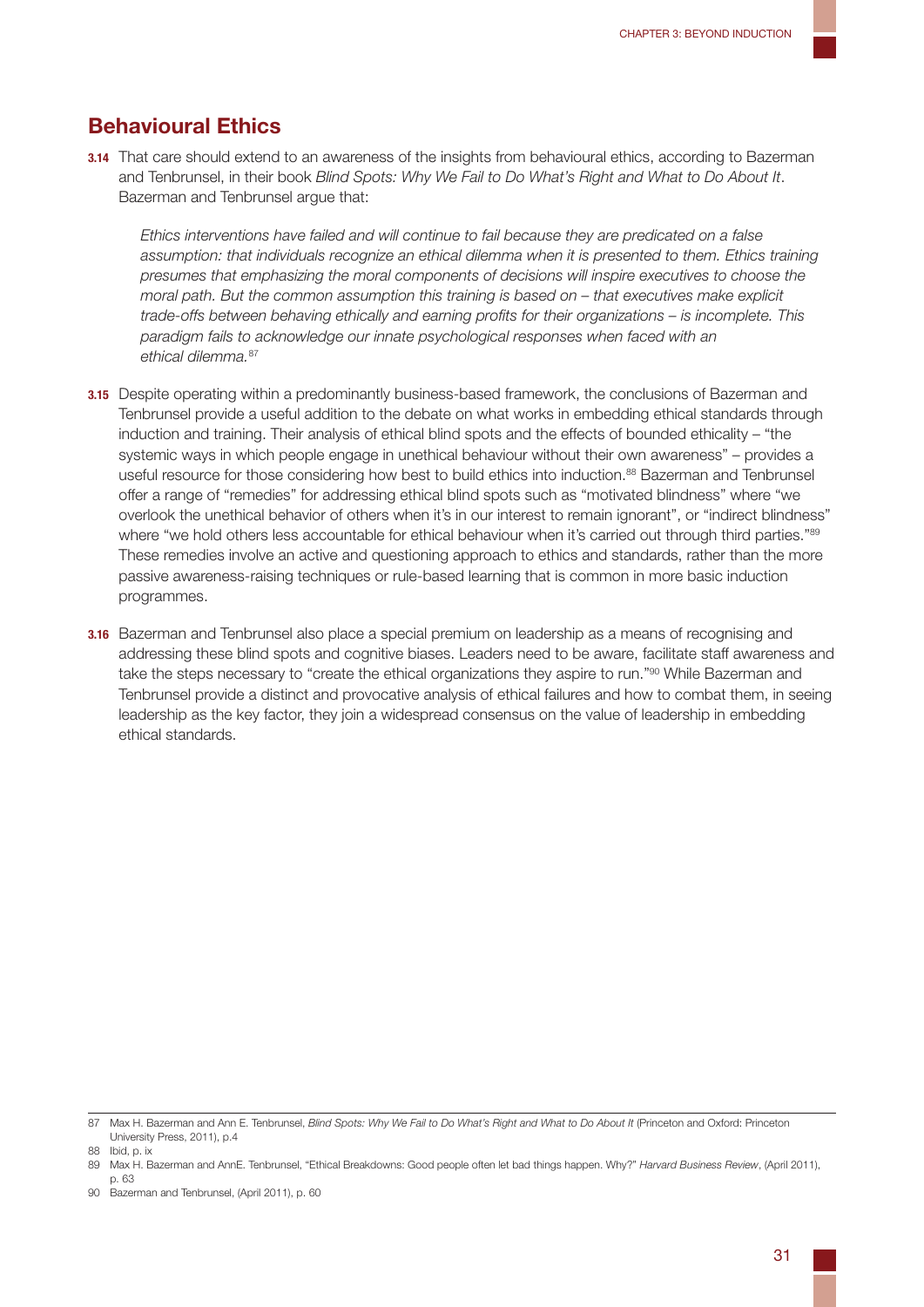## Behavioural Ethics

**3.14** That care should extend to an awareness of the insights from behavioural ethics, according to Bazerman and Tenbrunsel, in their book *Blind Spots: Why We Fail to Do What's Right and What to Do About It*. Bazerman and Tenbrunsel argue that:

> *Ethics interventions have failed and will continue to fail because they are predicated on a false assumption: that individuals recognize an ethical dilemma when it is presented to them. Ethics training presumes that emphasizing the moral components of decisions will inspire executives to choose the moral path. But the common assumption this training is based on – that executives make explicit trade-offs between behaving ethically and earning profits for their organizations – is incomplete. This paradigm fails to acknowledge our innate psychological responses when faced with an ethical dilemma.*[87]

**3.15** Despite operating within a predominantly business-based framework, the conclusions of Bazerman and Tenbrunsel provide a useful addition to the debate on what works in embedding ethical standards through induction and training. Their analysis of ethical blind spots and the effects of bounded ethicality – "the systemic ways in which people engage in unethical behaviour without their own awareness" – provides a useful resource for those considering how best to build ethics into induction.[88] Bazerman and Tenbrunsel offer a range of "remedies" for addressing ethical blind spots such as "motivated blindness" where "we overlook the unethical behavior of others when it's in our interest to remain ignorant", or "indirect blindness" where "we hold others less accountable for ethical behaviour when it's carried out through third parties."[89] These remedies involve an active and questioning approach to ethics and standards, rather than the more passive awareness-raising techniques or rule-based learning that is common in more basic induction programmes.

**3.16** Bazerman and Tenbrunsel also place a special premium on leadership as a means of recognising and addressing these blind spots and cognitive biases. Leaders need to be aware, facilitate staff awareness and take the steps necessary to "create the ethical organizations they aspire to run."[90] While Bazerman and Tenbrunsel provide a distinct and provocative analysis of ethical failures and how to combat them, in seeing leadership as the key factor, they join a widespread consensus on the value of leadership in embedding ethical standards.

---

87 Max H. Bazerman and Ann E. Tenbrunsel, *Blind Spots: Why We Fail to Do What's Right and What to Do About It* (Princeton and Oxford: Princeton University Press, 2011), p.4

88 Ibid, p. ix

89 Max H. Bazerman and AnnE. Tenbrunsel, "Ethical Breakdowns: Good people often let bad things happen. Why?" *Harvard Business Review*, (April 2011), p. 63

90 Bazerman and Tenbrunsel, (April 2011), p. 60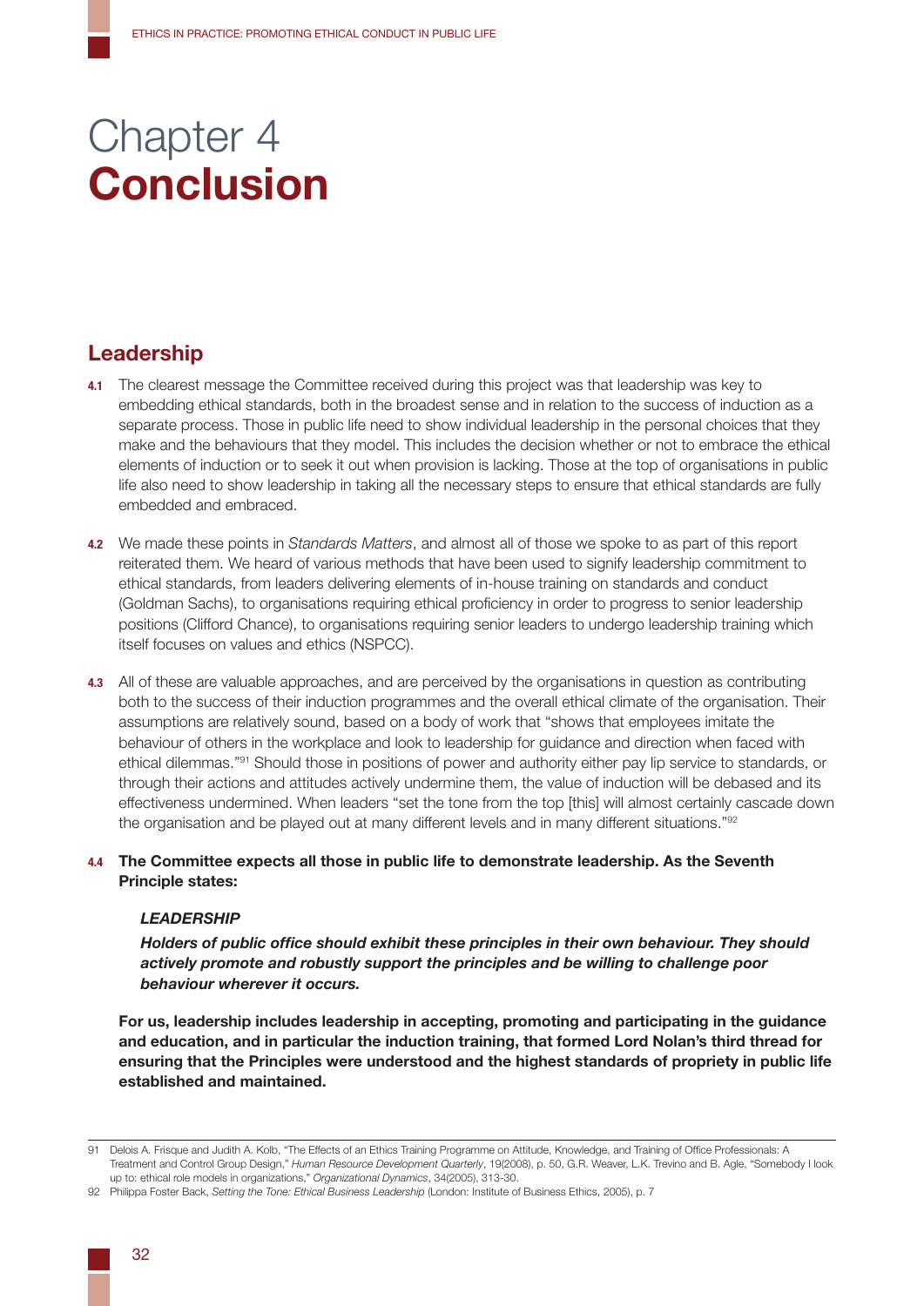# Chapter 4 **Conclusion**

## Leadership

**4.1** The clearest message the Committee received during this project was that leadership was key to embedding ethical standards, both in the broadest sense and in relation to the success of induction as a separate process. Those in public life need to show individual leadership in the personal choices that they make and the behaviours that they model. This includes the decision whether or not to embrace the ethical elements of induction or to seek it out when provision is lacking. Those at the top of organisations in public life also need to show leadership in taking all the necessary steps to ensure that ethical standards are fully embedded and embraced.

**4.2** We made these points in *Standards Matters*, and almost all of those we spoke to as part of this report reiterated them. We heard of various methods that have been used to signify leadership commitment to ethical standards, from leaders delivering elements of in-house training on standards and conduct (Goldman Sachs), to organisations requiring ethical proficiency in order to progress to senior leadership positions (Clifford Chance), to organisations requiring senior leaders to undergo leadership training which itself focuses on values and ethics (NSPCC).

**4.3** All of these are valuable approaches, and are perceived by the organisations in question as contributing both to the success of their induction programmes and the overall ethical climate of the organisation. Their assumptions are relatively sound, based on a body of work that "shows that employees imitate the behaviour of others in the workplace and look to leadership for guidance and direction when faced with ethical dilemmas."[91] Should those in positions of power and authority either pay lip service to standards, or through their actions and attitudes actively undermine them, the value of induction will be debased and its effectiveness undermined. When leaders "set the tone from the top [this] will almost certainly cascade down the organisation and be played out at many different levels and in many different situations."[92]

**4.4** **The Committee expects all those in public life to demonstrate leadership. As the Seventh Principle states:**

> ***LEADERSHIP***
>
> ***Holders of public office should exhibit these principles in their own behaviour. They should actively promote and robustly support the principles and be willing to challenge poor behaviour wherever it occurs.***

**For us, leadership includes leadership in accepting, promoting and participating in the guidance and education, and in particular the induction training, that formed Lord Nolan's third thread for ensuring that the Principles were understood and the highest standards of propriety in public life established and maintained.**

---

91 Delois A. Frisque and Judith A. Kolb, "The Effects of an Ethics Training Programme on Attitude, Knowledge, and Training of Office Professionals: A Treatment and Control Group Design," *Human Resource Development Quarterly*, 19(2008), p. 50, G.R. Weaver, L.K. Trevino and B. Agle, "Somebody I look up to: ethical role models in organizations," *Organizational Dynamics*, 34(2005), 313-30.

92 Philippa Foster Back, *Setting the Tone: Ethical Business Leadership* (London: Institute of Business Ethics, 2005), p. 7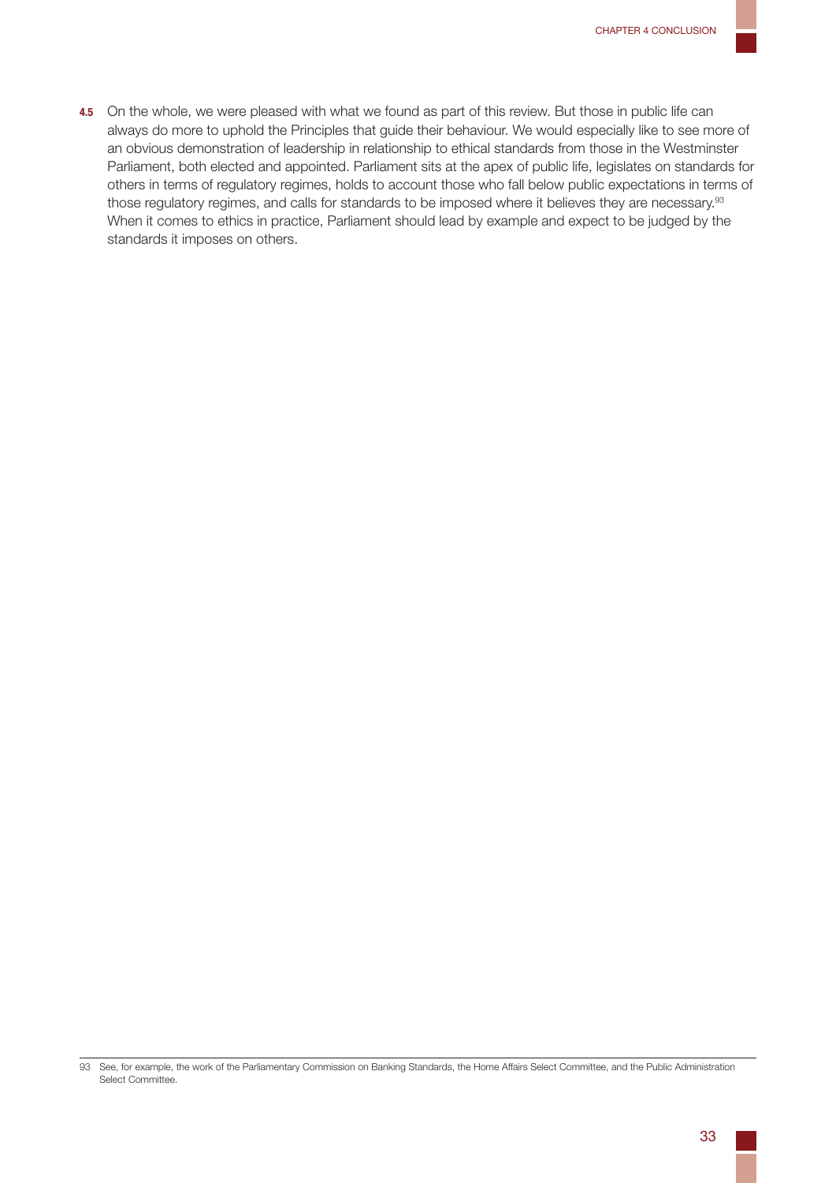**4.5** On the whole, we were pleased with what we found as part of this review. But those in public life can always do more to uphold the Principles that guide their behaviour. We would especially like to see more of an obvious demonstration of leadership in relationship to ethical standards from those in the Westminster Parliament, both elected and appointed. Parliament sits at the apex of public life, legislates on standards for others in terms of regulatory regimes, holds to account those who fall below public expectations in terms of those regulatory regimes, and calls for standards to be imposed where it believes they are necessary.[93] When it comes to ethics in practice, Parliament should lead by example and expect to be judged by the standards it imposes on others.

---

93 See, for example, the work of the Parliamentary Commission on Banking Standards, the Home Affairs Select Committee, and the Public Administration Select Committee.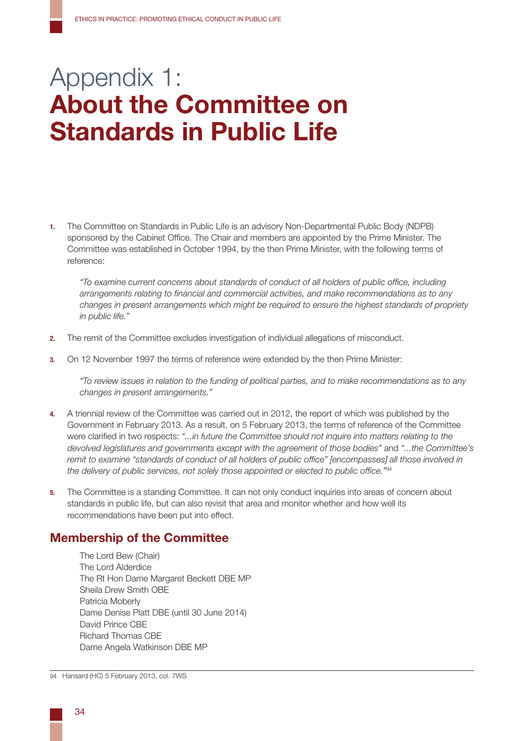# Appendix 1: **About the Committee on Standards in Public Life**

**1.** The Committee on Standards in Public Life is an advisory Non-Departmental Public Body (NDPB) sponsored by the Cabinet Office. The Chair and members are appointed by the Prime Minister. The Committee was established in October 1994, by the then Prime Minister, with the following terms of reference:

> *"To examine current concerns about standards of conduct of all holders of public office, including arrangements relating to financial and commercial activities, and make recommendations as to any changes in present arrangements which might be required to ensure the highest standards of propriety in public life."*

**2.** The remit of the Committee excludes investigation of individual allegations of misconduct.

**3.** On 12 November 1997 the terms of reference were extended by the then Prime Minister:

> *"To review issues in relation to the funding of political parties, and to make recommendations as to any changes in present arrangements."*

**4.** A triennial review of the Committee was carried out in 2012, the report of which was published by the Government in February 2013. As a result, on 5 February 2013, the terms of reference of the Committee were clarified in two respects: *"...in future the Committee should not inquire into matters relating to the devolved legislatures and governments except with the agreement of those bodies"* and *"...the Committee's remit to examine "standards of conduct of all holders of public office" [encompasses] all those involved in the delivery of public services, not solely those appointed or elected to public office."*[94]

**5.** The Committee is a standing Committee. It can not only conduct inquiries into areas of concern about standards in public life, but can also revisit that area and monitor whether and how well its recommendations have been put into effect.

## Membership of the Committee

The Lord Bew (Chair)
The Lord Alderdice
The Rt Hon Dame Margaret Beckett DBE MP
Sheila Drew Smith OBE
Patricia Moberly
Dame Denise Platt DBE (until 30 June 2014)
David Prince CBE
Richard Thomas CBE
Dame Angela Watkinson DBE MP

94 Hansard (HC) 5 February 2013, col. 7WS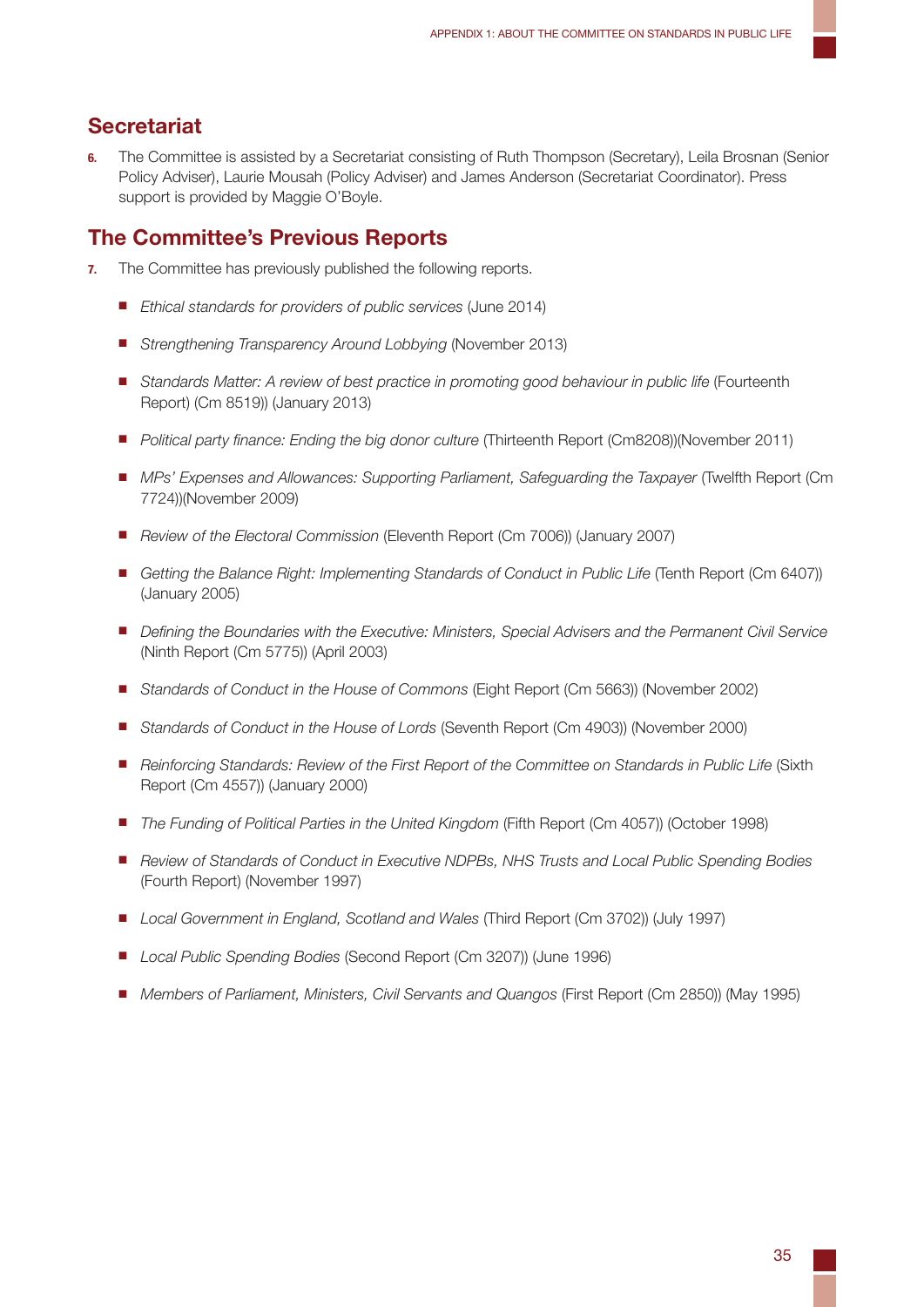## Secretariat

**6.** The Committee is assisted by a Secretariat consisting of Ruth Thompson (Secretary), Leila Brosnan (Senior Policy Adviser), Laurie Mousah (Policy Adviser) and James Anderson (Secretariat Coordinator). Press support is provided by Maggie O'Boyle.

## The Committee's Previous Reports

**7.** The Committee has previously published the following reports.

- *Ethical standards for providers of public services* (June 2014)
- *Strengthening Transparency Around Lobbying* (November 2013)
- *Standards Matter: A review of best practice in promoting good behaviour in public life* (Fourteenth Report) (Cm 8519)) (January 2013)
- *Political party finance: Ending the big donor culture* (Thirteenth Report (Cm8208))(November 2011)
- *MPs' Expenses and Allowances: Supporting Parliament, Safeguarding the Taxpayer* (Twelfth Report (Cm 7724))(November 2009)
- *Review of the Electoral Commission* (Eleventh Report (Cm 7006)) (January 2007)
- *Getting the Balance Right: Implementing Standards of Conduct in Public Life* (Tenth Report (Cm 6407)) (January 2005)
- *Defining the Boundaries with the Executive: Ministers, Special Advisers and the Permanent Civil Service* (Ninth Report (Cm 5775)) (April 2003)
- *Standards of Conduct in the House of Commons* (Eight Report (Cm 5663)) (November 2002)
- *Standards of Conduct in the House of Lords* (Seventh Report (Cm 4903)) (November 2000)
- *Reinforcing Standards: Review of the First Report of the Committee on Standards in Public Life* (Sixth Report (Cm 4557)) (January 2000)
- *The Funding of Political Parties in the United Kingdom* (Fifth Report (Cm 4057)) (October 1998)
- *Review of Standards of Conduct in Executive NDPBs, NHS Trusts and Local Public Spending Bodies* (Fourth Report) (November 1997)
- *Local Government in England, Scotland and Wales* (Third Report (Cm 3702)) (July 1997)
- *Local Public Spending Bodies* (Second Report (Cm 3207)) (June 1996)
- *Members of Parliament, Ministers, Civil Servants and Quangos* (First Report (Cm 2850)) (May 1995)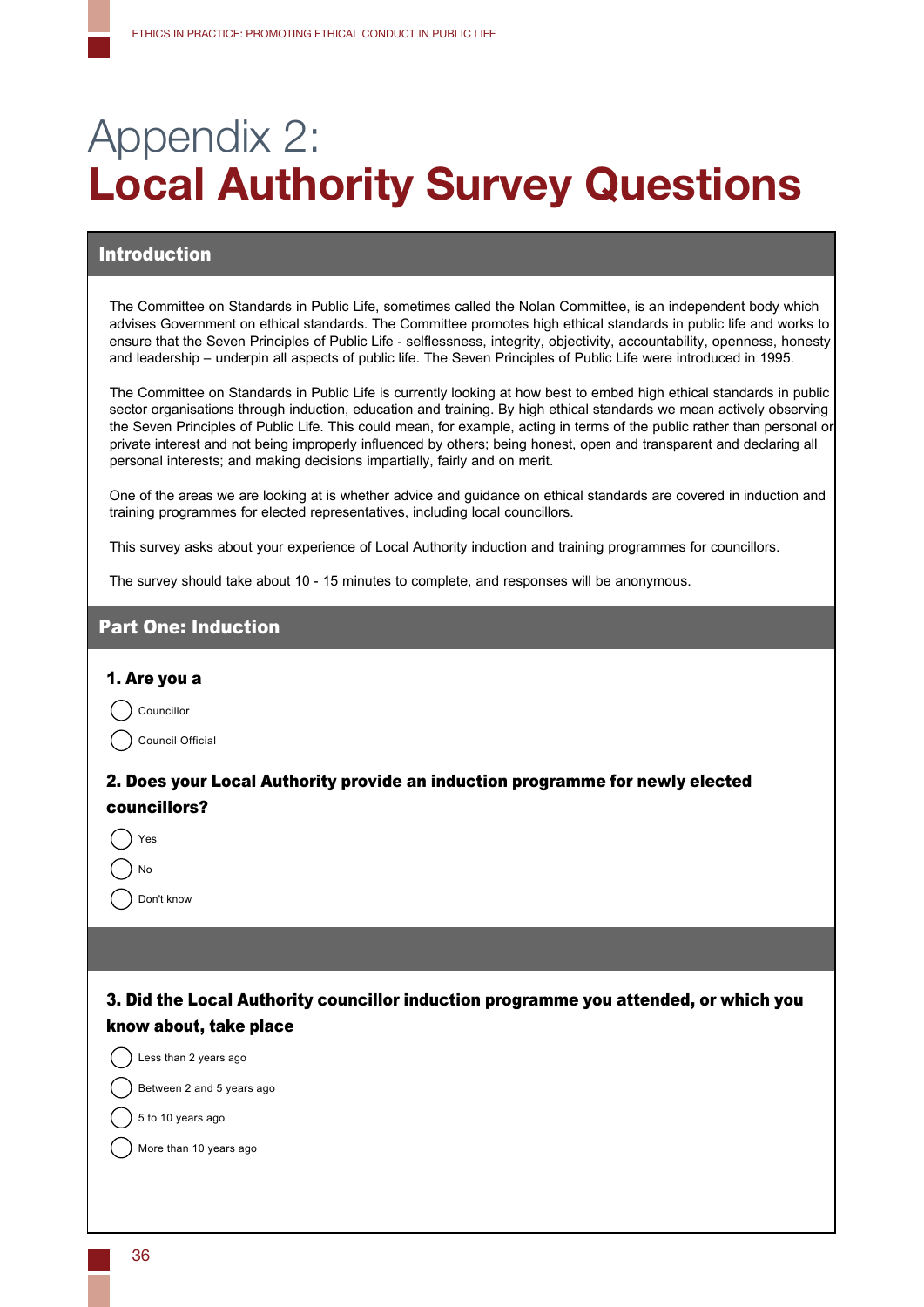# Appendix 2:
# Local Authority Survey Questions

## Introduction

The Committee on Standards in Public Life, sometimes called the Nolan Committee, is an independent body which advises Government on ethical standards. The Committee promotes high ethical standards in public life and works to ensure that the Seven Principles of Public Life - selflessness, integrity, objectivity, accountability, openness, honesty and leadership – underpin all aspects of public life. The Seven Principles of Public Life were introduced in 1995.

The Committee on Standards in Public Life is currently looking at how best to embed high ethical standards in public sector organisations through induction, education and training. By high ethical standards we mean actively observing the Seven Principles of Public Life. This could mean, for example, acting in terms of the public rather than personal or private interest and not being improperly influenced by others; being honest, open and transparent and declaring all personal interests; and making decisions impartially, fairly and on merit.

One of the areas we are looking at is whether advice and guidance on ethical standards are covered in induction and training programmes for elected representatives, including local councillors.

This survey asks about your experience of Local Authority induction and training programmes for councillors.

The survey should take about 10 - 15 minutes to complete, and responses will be anonymous.

## Part One: Induction

### 1. Are you a

- ◯ Councillor
- ◯ Council Official

### 2. Does your Local Authority provide an induction programme for newly elected councillors?

- ◯ Yes
- ◯ No
- ◯ Don't know

### 3. Did the Local Authority councillor induction programme you attended, or which you know about, take place

- ◯ Less than 2 years ago
- ◯ Between 2 and 5 years ago
- ◯ 5 to 10 years ago
- ◯ More than 10 years ago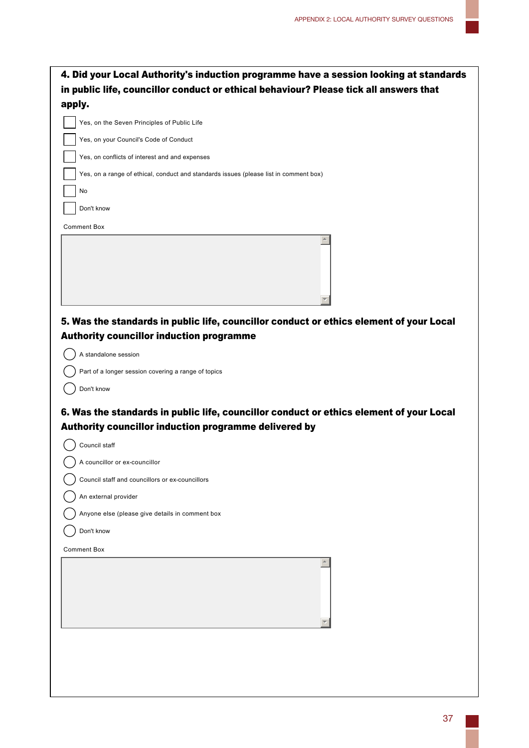**4. Did your Local Authority's induction programme have a session looking at standards in public life, councillor conduct or ethical behaviour? Please tick all answers that apply.**

- ☐ Yes, on the Seven Principles of Public Life
- ☐ Yes, on your Council's Code of Conduct
- ☐ Yes, on conflicts of interest and and expenses
- ☐ Yes, on a range of ethical, conduct and standards issues (please list in comment box)
- ☐ No
- ☐ Don't know

Comment Box

**5. Was the standards in public life, councillor conduct or ethics element of your Local Authority councillor induction programme**

- ◯ A standalone session
- ◯ Part of a longer session covering a range of topics
- ◯ Don't know

**6. Was the standards in public life, councillor conduct or ethics element of your Local Authority councillor induction programme delivered by**

- ◯ Council staff
- ◯ A councillor or ex-councillor
- ◯ Council staff and councillors or ex-councillors
- ◯ An external provider
- ◯ Anyone else (please give details in comment box
- ◯ Don't know

Comment Box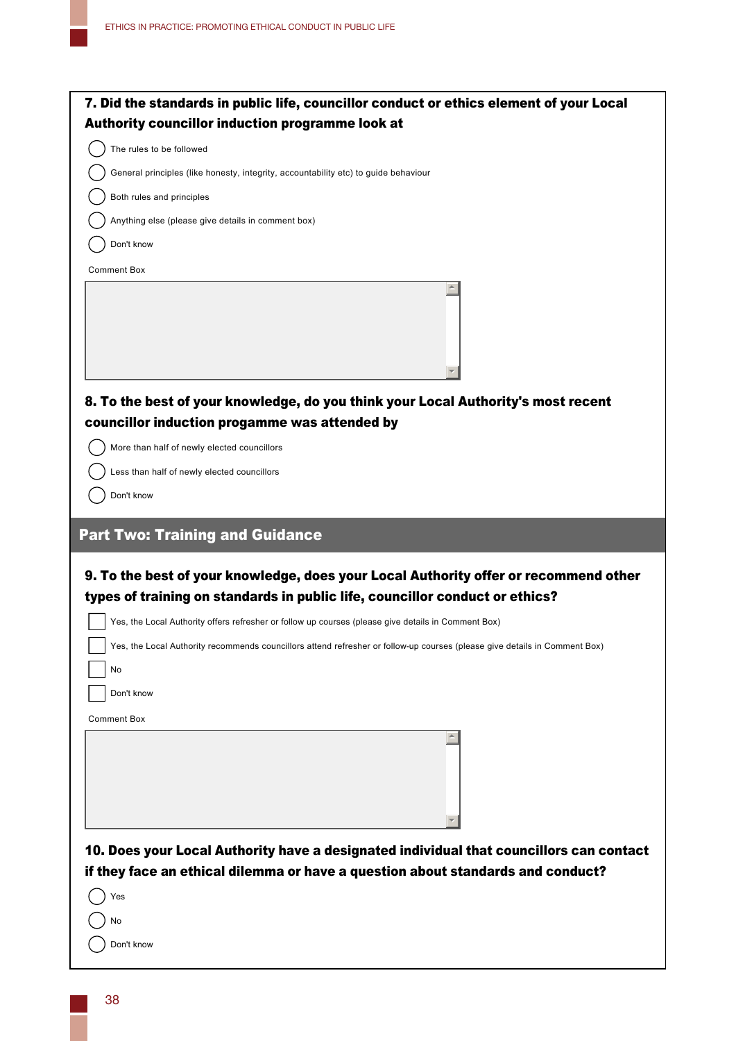**7. Did the standards in public life, councillor conduct or ethics element of your Local Authority councillor induction programme look at**

- ◯ The rules to be followed
- ◯ General principles (like honesty, integrity, accountability etc) to guide behaviour
- ◯ Both rules and principles
- ◯ Anything else (please give details in comment box)
- ◯ Don't know

Comment Box

**8. To the best of your knowledge, do you think your Local Authority's most recent councillor induction progamme was attended by**

- ◯ More than half of newly elected councillors
- ◯ Less than half of newly elected councillors
- ◯ Don't know

## Part Two: Training and Guidance

**9. To the best of your knowledge, does your Local Authority offer or recommend other types of training on standards in public life, councillor conduct or ethics?**

- ☐ Yes, the Local Authority offers refresher or follow up courses (please give details in Comment Box)
- ☐ Yes, the Local Authority recommends councillors attend refresher or follow-up courses (please give details in Comment Box)
- ☐ No
- ☐ Don't know

Comment Box

**10. Does your Local Authority have a designated individual that councillors can contact if they face an ethical dilemma or have a question about standards and conduct?**

- ◯ Yes
- ◯ No
- ◯ Don't know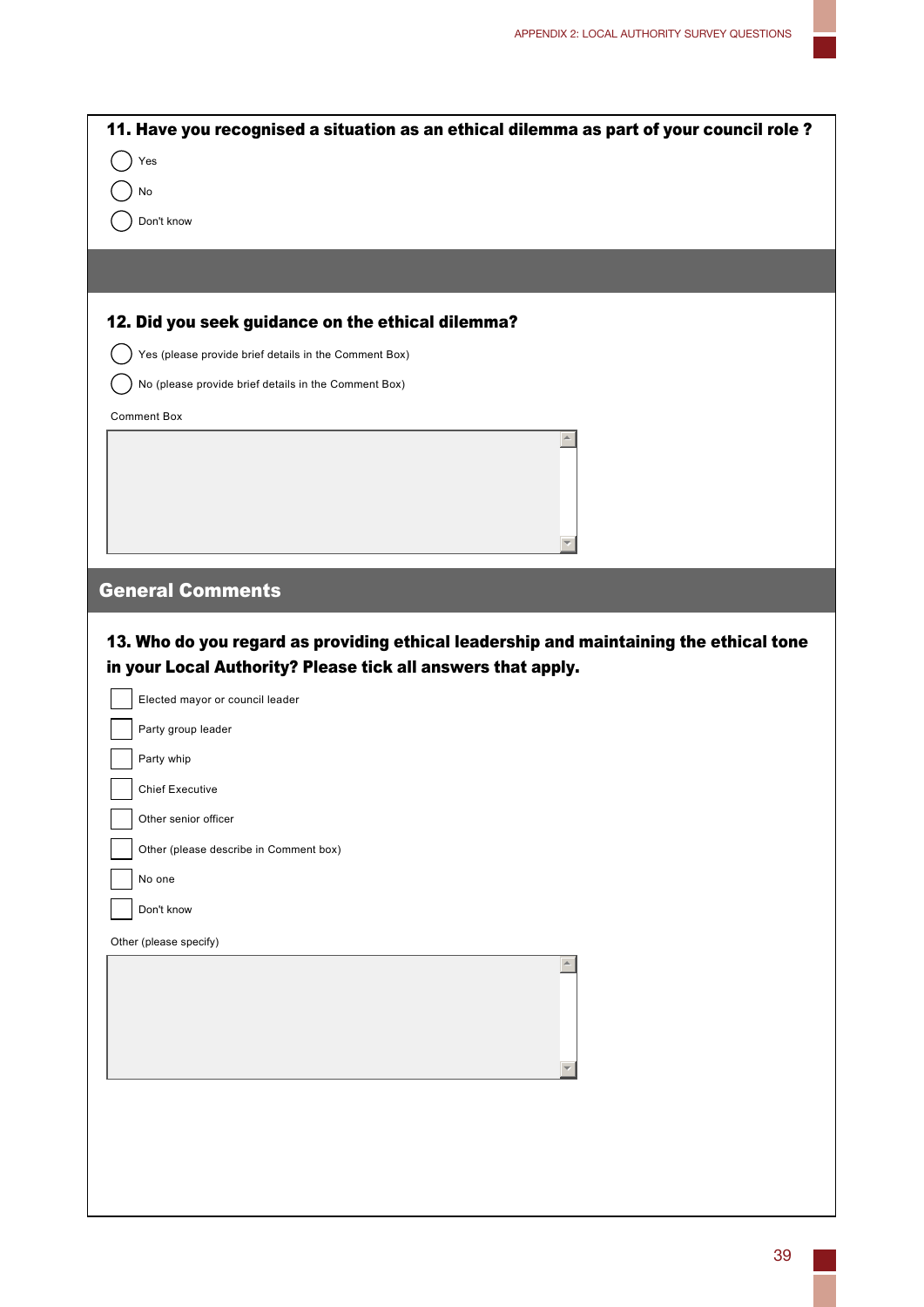**11. Have you recognised a situation as an ethical dilemma as part of your council role ?**

- ◯ Yes
- ◯ No
- ◯ Don't know

**12. Did you seek guidance on the ethical dilemma?**

- ◯ Yes (please provide brief details in the Comment Box)
- ◯ No (please provide brief details in the Comment Box)

Comment Box

## General Comments

**13. Who do you regard as providing ethical leadership and maintaining the ethical tone in your Local Authority? Please tick all answers that apply.**

- ☐ Elected mayor or council leader
- ☐ Party group leader
- ☐ Party whip
- ☐ Chief Executive
- ☐ Other senior officer
- ☐ Other (please describe in Comment box)
- ☐ No one
- ☐ Don't know

Other (please specify)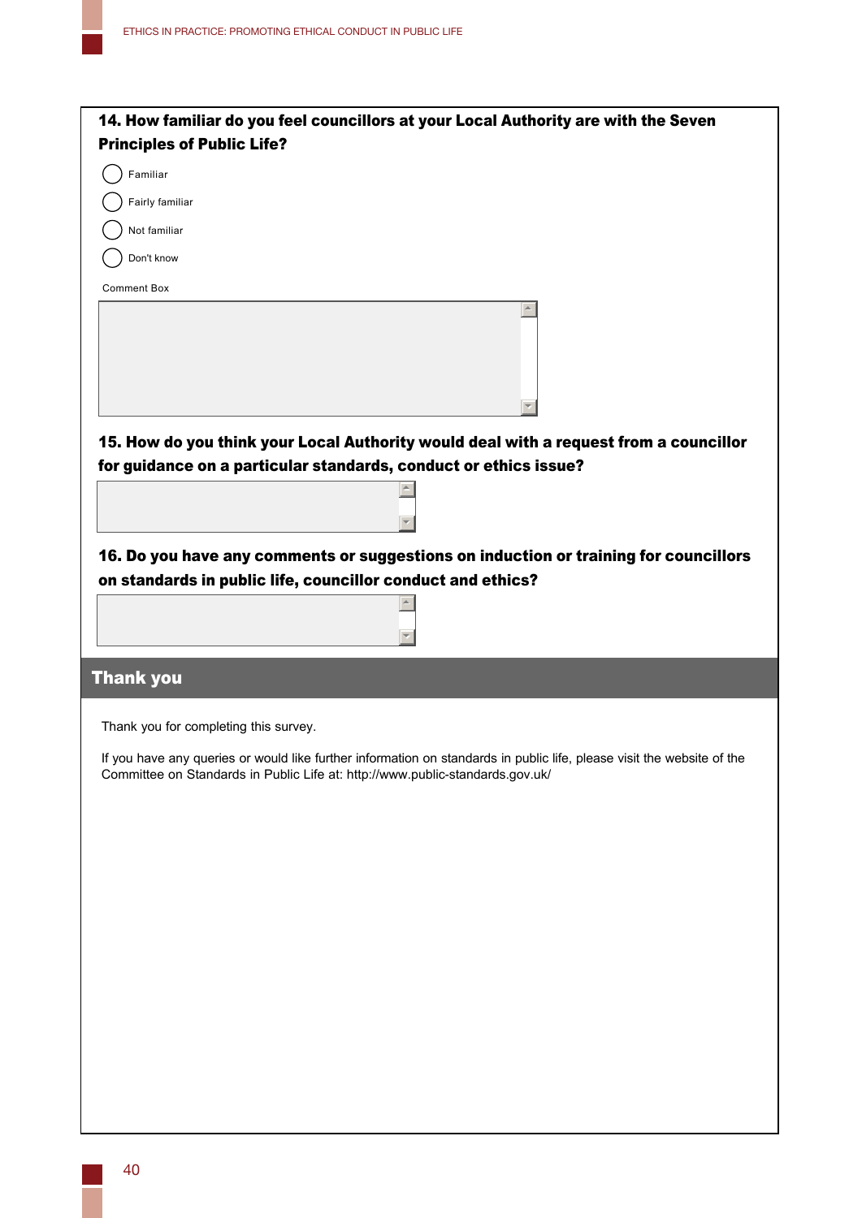**14. How familiar do you feel councillors at your Local Authority are with the Seven Principles of Public Life?**

- ○ Familiar
- ○ Fairly familiar
- ○ Not familiar
- ○ Don't know

Comment Box

**15. How do you think your Local Authority would deal with a request from a councillor for guidance on a particular standards, conduct or ethics issue?**

**16. Do you have any comments or suggestions on induction or training for councillors on standards in public life, councillor conduct and ethics?**

## Thank you

Thank you for completing this survey.

If you have any queries or would like further information on standards in public life, please visit the website of the Committee on Standards in Public Life at: http://www.public-standards.gov.uk/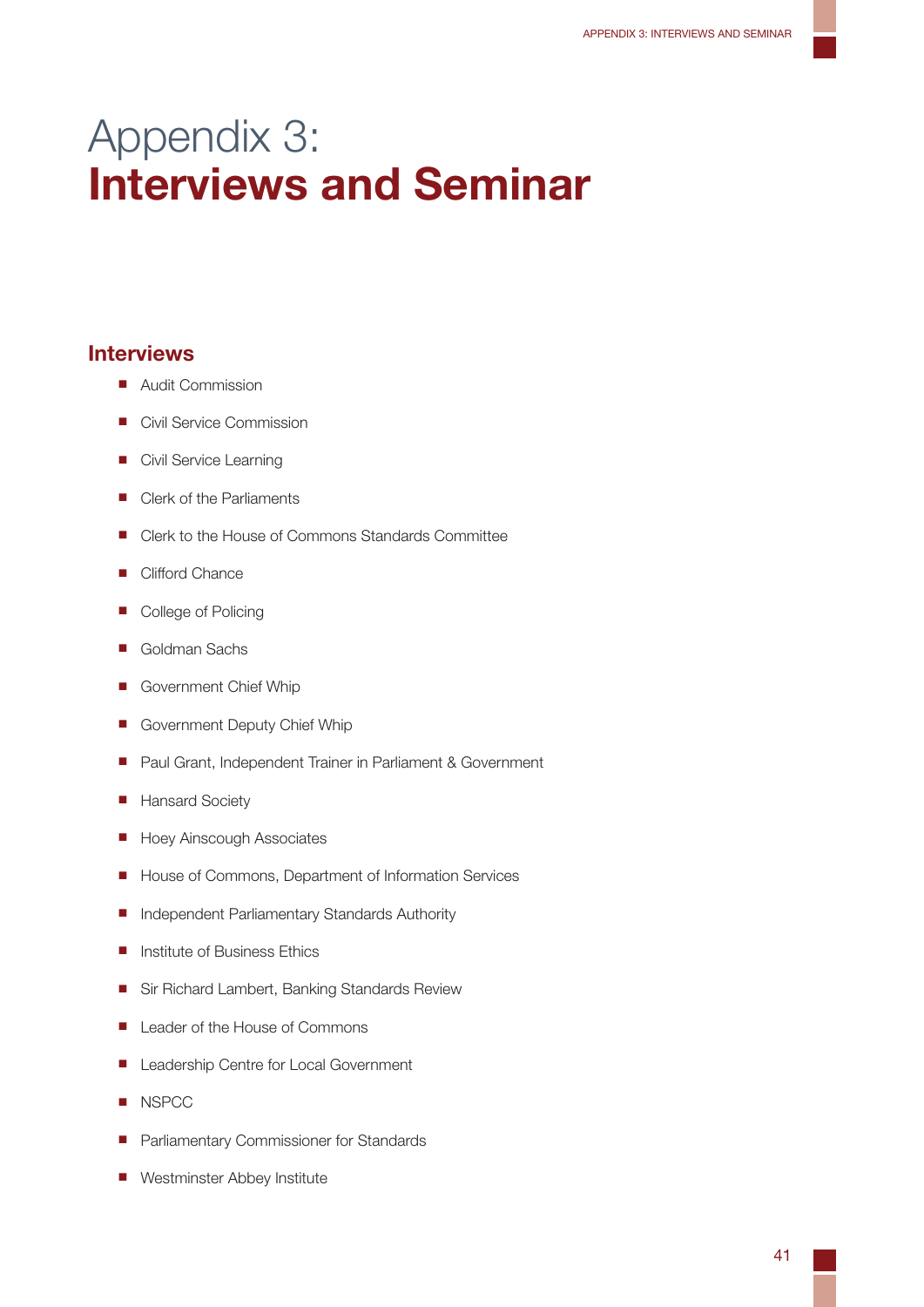# Appendix 3: **Interviews and Seminar**

## Interviews

- Audit Commission
- Civil Service Commission
- Civil Service Learning
- Clerk of the Parliaments
- Clerk to the House of Commons Standards Committee
- Clifford Chance
- College of Policing
- Goldman Sachs
- Government Chief Whip
- Government Deputy Chief Whip
- Paul Grant, Independent Trainer in Parliament & Government
- Hansard Society
- Hoey Ainscough Associates
- House of Commons, Department of Information Services
- Independent Parliamentary Standards Authority
- Institute of Business Ethics
- Sir Richard Lambert, Banking Standards Review
- Leader of the House of Commons
- Leadership Centre for Local Government
- NSPCC
- Parliamentary Commissioner for Standards
- Westminster Abbey Institute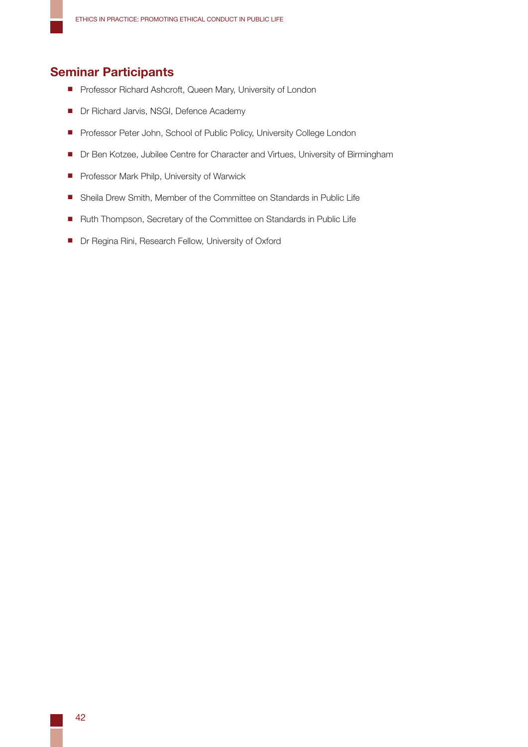## Seminar Participants

- Professor Richard Ashcroft, Queen Mary, University of London
- Dr Richard Jarvis, NSGI, Defence Academy
- Professor Peter John, School of Public Policy, University College London
- Dr Ben Kotzee, Jubilee Centre for Character and Virtues, University of Birmingham
- Professor Mark Philp, University of Warwick
- Sheila Drew Smith, Member of the Committee on Standards in Public Life
- Ruth Thompson, Secretary of the Committee on Standards in Public Life
- Dr Regina Rini, Research Fellow, University of Oxford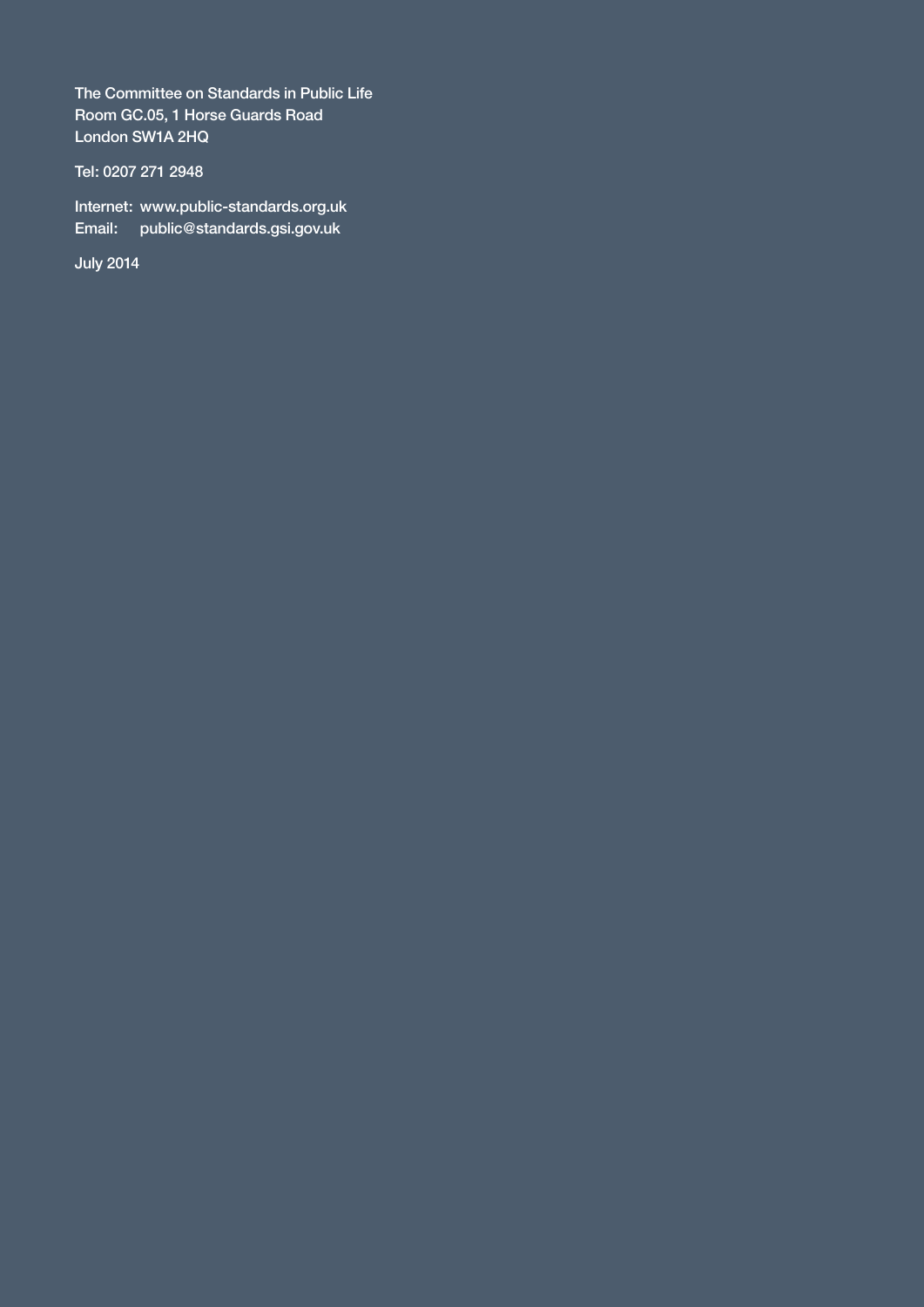The Committee on Standards in Public Life
Room GC.05, 1 Horse Guards Road
London SW1A 2HQ

Tel: 0207 271 2948

Internet: www.public-standards.org.uk
Email: public@standards.gsi.gov.uk

July 2014